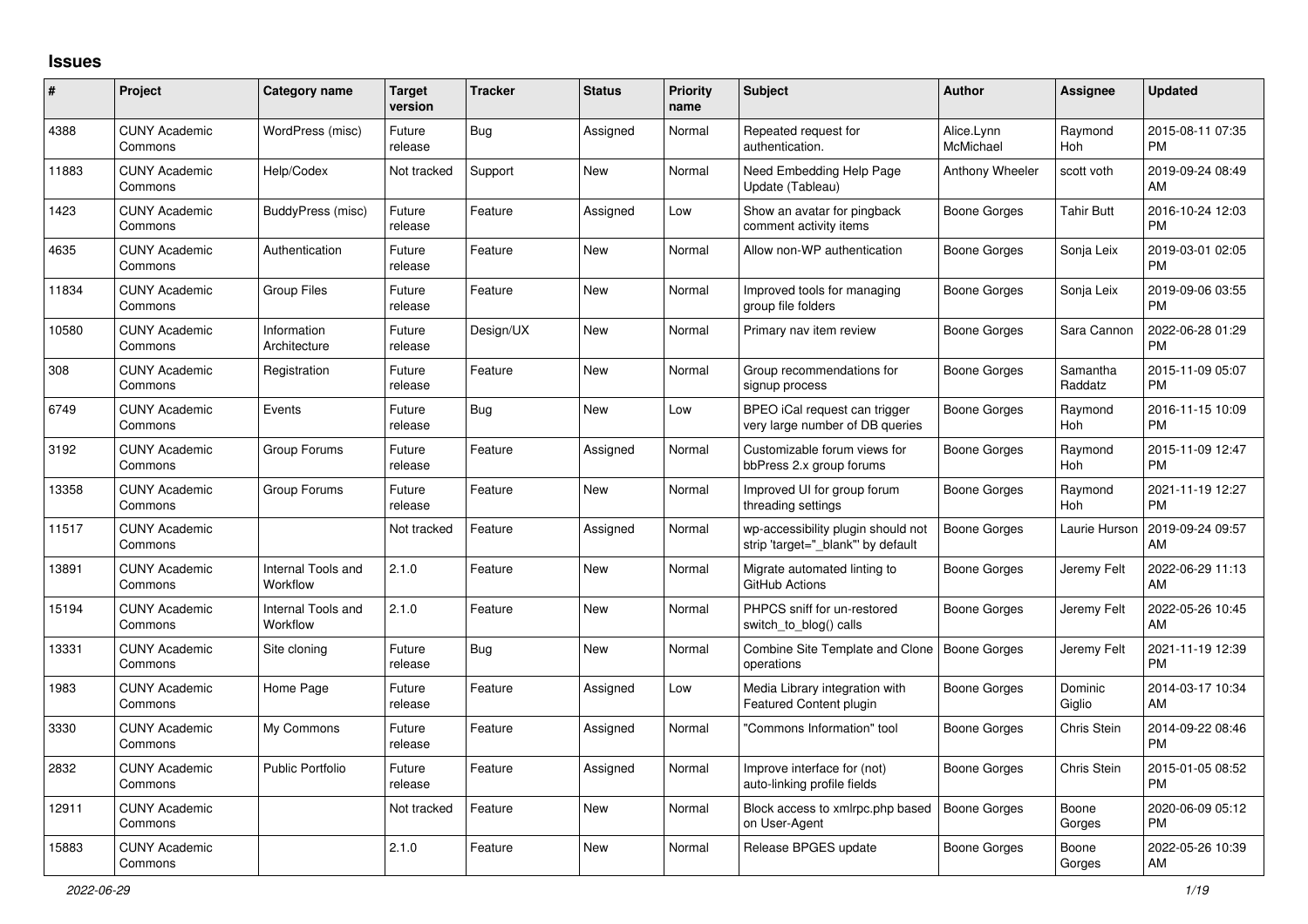# Issues

| # | Project | Category name | Target version | Tracker | Status | Priority name | Subject | Author | Assignee | Updated |
|---|---|---|---|---|---|---|---|---|---|---|
| 4388 | CUNY Academic Commons | WordPress (misc) | Future release | Bug | Assigned | Normal | Repeated request for authentication. | Alice.Lynn McMichael | Raymond Hoh | 2015-08-11 07:35 PM |
| 11883 | CUNY Academic Commons | Help/Codex | Not tracked | Support | New | Normal | Need Embedding Help Page Update (Tableau) | Anthony Wheeler | scott voth | 2019-09-24 08:49 AM |
| 1423 | CUNY Academic Commons | BuddyPress (misc) | Future release | Feature | Assigned | Low | Show an avatar for pingback comment activity items | Boone Gorges | Tahir Butt | 2016-10-24 12:03 PM |
| 4635 | CUNY Academic Commons | Authentication | Future release | Feature | New | Normal | Allow non-WP authentication | Boone Gorges | Sonja Leix | 2019-03-01 02:05 PM |
| 11834 | CUNY Academic Commons | Group Files | Future release | Feature | New | Normal | Improved tools for managing group file folders | Boone Gorges | Sonja Leix | 2019-09-06 03:55 PM |
| 10580 | CUNY Academic Commons | Information Architecture | Future release | Design/UX | New | Normal | Primary nav item review | Boone Gorges | Sara Cannon | 2022-06-28 01:29 PM |
| 308 | CUNY Academic Commons | Registration | Future release | Feature | New | Normal | Group recommendations for signup process | Boone Gorges | Samantha Raddatz | 2015-11-09 05:07 PM |
| 6749 | CUNY Academic Commons | Events | Future release | Bug | New | Low | BPEO iCal request can trigger very large number of DB queries | Boone Gorges | Raymond Hoh | 2016-11-15 10:09 PM |
| 3192 | CUNY Academic Commons | Group Forums | Future release | Feature | Assigned | Normal | Customizable forum views for bbPress 2.x group forums | Boone Gorges | Raymond Hoh | 2015-11-09 12:47 PM |
| 13358 | CUNY Academic Commons | Group Forums | Future release | Feature | New | Normal | Improved UI for group forum threading settings | Boone Gorges | Raymond Hoh | 2021-11-19 12:27 PM |
| 11517 | CUNY Academic Commons | | Not tracked | Feature | Assigned | Normal | wp-accessibility plugin should not strip 'target="_blank"' by default | Boone Gorges | Laurie Hurson | 2019-09-24 09:57 AM |
| 13891 | CUNY Academic Commons | Internal Tools and Workflow | 2.1.0 | Feature | New | Normal | Migrate automated linting to GitHub Actions | Boone Gorges | Jeremy Felt | 2022-06-29 11:13 AM |
| 15194 | CUNY Academic Commons | Internal Tools and Workflow | 2.1.0 | Feature | New | Normal | PHPCS sniff for un-restored switch_to_blog() calls | Boone Gorges | Jeremy Felt | 2022-05-26 10:45 AM |
| 13331 | CUNY Academic Commons | Site cloning | Future release | Bug | New | Normal | Combine Site Template and Clone operations | Boone Gorges | Jeremy Felt | 2021-11-19 12:39 PM |
| 1983 | CUNY Academic Commons | Home Page | Future release | Feature | Assigned | Low | Media Library integration with Featured Content plugin | Boone Gorges | Dominic Giglio | 2014-03-17 10:34 AM |
| 3330 | CUNY Academic Commons | My Commons | Future release | Feature | Assigned | Normal | "Commons Information" tool | Boone Gorges | Chris Stein | 2014-09-22 08:46 PM |
| 2832 | CUNY Academic Commons | Public Portfolio | Future release | Feature | Assigned | Normal | Improve interface for (not) auto-linking profile fields | Boone Gorges | Chris Stein | 2015-01-05 08:52 PM |
| 12911 | CUNY Academic Commons | | Not tracked | Feature | New | Normal | Block access to xmlrpc.php based on User-Agent | Boone Gorges | Boone Gorges | 2020-06-09 05:12 PM |
| 15883 | CUNY Academic Commons | | 2.1.0 | Feature | New | Normal | Release BPGES update | Boone Gorges | Boone Gorges | 2022-05-26 10:39 AM |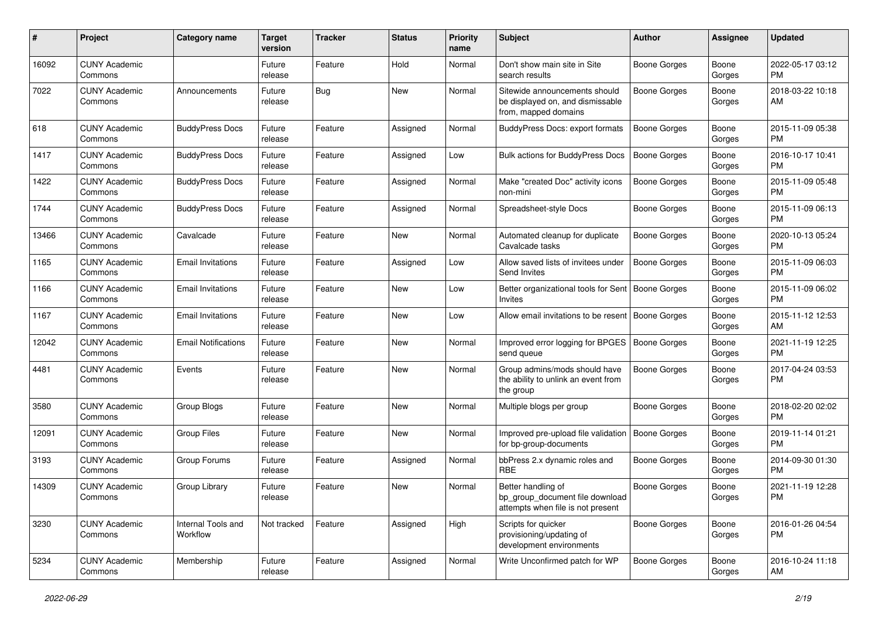| # | Project | Category name | Target version | Tracker | Status | Priority name | Subject | Author | Assignee | Updated |
|---|---|---|---|---|---|---|---|---|---|---|
| 16092 | CUNY Academic Commons | | Future release | Feature | Hold | Normal | Don't show main site in Site search results | Boone Gorges | Boone Gorges | 2022-05-17 03:12 PM |
| 7022 | CUNY Academic Commons | Announcements | Future release | Bug | New | Normal | Sitewide announcements should be displayed on, and dismissable from, mapped domains | Boone Gorges | Boone Gorges | 2018-03-22 10:18 AM |
| 618 | CUNY Academic Commons | BuddyPress Docs | Future release | Feature | Assigned | Normal | BuddyPress Docs: export formats | Boone Gorges | Boone Gorges | 2015-11-09 05:38 PM |
| 1417 | CUNY Academic Commons | BuddyPress Docs | Future release | Feature | Assigned | Low | Bulk actions for BuddyPress Docs | Boone Gorges | Boone Gorges | 2016-10-17 10:41 PM |
| 1422 | CUNY Academic Commons | BuddyPress Docs | Future release | Feature | Assigned | Normal | Make "created Doc" activity icons non-mini | Boone Gorges | Boone Gorges | 2015-11-09 05:48 PM |
| 1744 | CUNY Academic Commons | BuddyPress Docs | Future release | Feature | Assigned | Normal | Spreadsheet-style Docs | Boone Gorges | Boone Gorges | 2015-11-09 06:13 PM |
| 13466 | CUNY Academic Commons | Cavalcade | Future release | Feature | New | Normal | Automated cleanup for duplicate Cavalcade tasks | Boone Gorges | Boone Gorges | 2020-10-13 05:24 PM |
| 1165 | CUNY Academic Commons | Email Invitations | Future release | Feature | Assigned | Low | Allow saved lists of invitees under Send Invites | Boone Gorges | Boone Gorges | 2015-11-09 06:03 PM |
| 1166 | CUNY Academic Commons | Email Invitations | Future release | Feature | New | Low | Better organizational tools for Sent Invites | Boone Gorges | Boone Gorges | 2015-11-09 06:02 PM |
| 1167 | CUNY Academic Commons | Email Invitations | Future release | Feature | New | Low | Allow email invitations to be resent | Boone Gorges | Boone Gorges | 2015-11-12 12:53 AM |
| 12042 | CUNY Academic Commons | Email Notifications | Future release | Feature | New | Normal | Improved error logging for BPGES send queue | Boone Gorges | Boone Gorges | 2021-11-19 12:25 PM |
| 4481 | CUNY Academic Commons | Events | Future release | Feature | New | Normal | Group admins/mods should have the ability to unlink an event from the group | Boone Gorges | Boone Gorges | 2017-04-24 03:53 PM |
| 3580 | CUNY Academic Commons | Group Blogs | Future release | Feature | New | Normal | Multiple blogs per group | Boone Gorges | Boone Gorges | 2018-02-20 02:02 PM |
| 12091 | CUNY Academic Commons | Group Files | Future release | Feature | New | Normal | Improved pre-upload file validation for bp-group-documents | Boone Gorges | Boone Gorges | 2019-11-14 01:21 PM |
| 3193 | CUNY Academic Commons | Group Forums | Future release | Feature | Assigned | Normal | bbPress 2.x dynamic roles and RBE | Boone Gorges | Boone Gorges | 2014-09-30 01:30 PM |
| 14309 | CUNY Academic Commons | Group Library | Future release | Feature | New | Normal | Better handling of bp_group_document file download attempts when file is not present | Boone Gorges | Boone Gorges | 2021-11-19 12:28 PM |
| 3230 | CUNY Academic Commons | Internal Tools and Workflow | Not tracked | Feature | Assigned | High | Scripts for quicker provisioning/updating of development environments | Boone Gorges | Boone Gorges | 2016-01-26 04:54 PM |
| 5234 | CUNY Academic Commons | Membership | Future release | Feature | Assigned | Normal | Write Unconfirmed patch for WP | Boone Gorges | Boone Gorges | 2016-10-24 11:18 AM |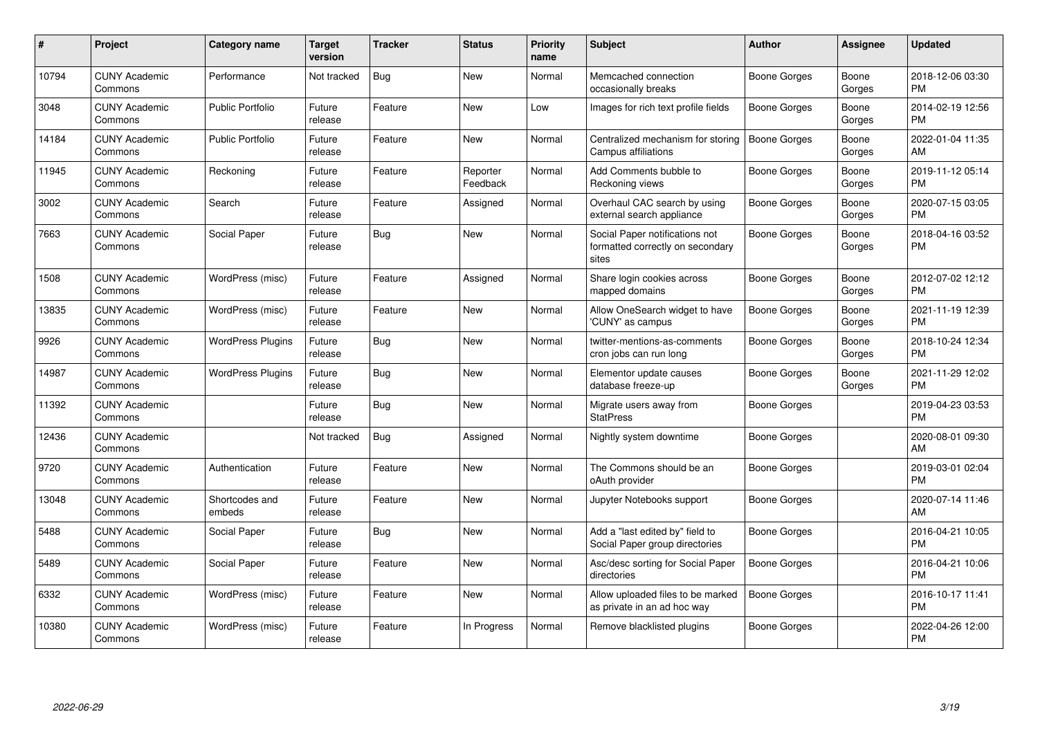| # | Project | Category name | Target version | Tracker | Status | Priority name | Subject | Author | Assignee | Updated |
|---|---|---|---|---|---|---|---|---|---|---|
| 10794 | CUNY Academic Commons | Performance | Not tracked | Bug | New | Normal | Memcached connection occasionally breaks | Boone Gorges | Boone Gorges | 2018-12-06 03:30 PM |
| 3048 | CUNY Academic Commons | Public Portfolio | Future release | Feature | New | Low | Images for rich text profile fields | Boone Gorges | Boone Gorges | 2014-02-19 12:56 PM |
| 14184 | CUNY Academic Commons | Public Portfolio | Future release | Feature | New | Normal | Centralized mechanism for storing Campus affiliations | Boone Gorges | Boone Gorges | 2022-01-04 11:35 AM |
| 11945 | CUNY Academic Commons | Reckoning | Future release | Feature | Reporter Feedback | Normal | Add Comments bubble to Reckoning views | Boone Gorges | Boone Gorges | 2019-11-12 05:14 PM |
| 3002 | CUNY Academic Commons | Search | Future release | Feature | Assigned | Normal | Overhaul CAC search by using external search appliance | Boone Gorges | Boone Gorges | 2020-07-15 03:05 PM |
| 7663 | CUNY Academic Commons | Social Paper | Future release | Bug | New | Normal | Social Paper notifications not formatted correctly on secondary sites | Boone Gorges | Boone Gorges | 2018-04-16 03:52 PM |
| 1508 | CUNY Academic Commons | WordPress (misc) | Future release | Feature | Assigned | Normal | Share login cookies across mapped domains | Boone Gorges | Boone Gorges | 2012-07-02 12:12 PM |
| 13835 | CUNY Academic Commons | WordPress (misc) | Future release | Feature | New | Normal | Allow OneSearch widget to have 'CUNY' as campus | Boone Gorges | Boone Gorges | 2021-11-19 12:39 PM |
| 9926 | CUNY Academic Commons | WordPress Plugins | Future release | Bug | New | Normal | twitter-mentions-as-comments cron jobs can run long | Boone Gorges | Boone Gorges | 2018-10-24 12:34 PM |
| 14987 | CUNY Academic Commons | WordPress Plugins | Future release | Bug | New | Normal | Elementor update causes database freeze-up | Boone Gorges | Boone Gorges | 2021-11-29 12:02 PM |
| 11392 | CUNY Academic Commons | | Future release | Bug | New | Normal | Migrate users away from StatPress | Boone Gorges | | 2019-04-23 03:53 PM |
| 12436 | CUNY Academic Commons | | Not tracked | Bug | Assigned | Normal | Nightly system downtime | Boone Gorges | | 2020-08-01 09:30 AM |
| 9720 | CUNY Academic Commons | Authentication | Future release | Feature | New | Normal | The Commons should be an oAuth provider | Boone Gorges | | 2019-03-01 02:04 PM |
| 13048 | CUNY Academic Commons | Shortcodes and embeds | Future release | Feature | New | Normal | Jupyter Notebooks support | Boone Gorges | | 2020-07-14 11:46 AM |
| 5488 | CUNY Academic Commons | Social Paper | Future release | Bug | New | Normal | Add a "last edited by" field to Social Paper group directories | Boone Gorges | | 2016-04-21 10:05 PM |
| 5489 | CUNY Academic Commons | Social Paper | Future release | Feature | New | Normal | Asc/desc sorting for Social Paper directories | Boone Gorges | | 2016-04-21 10:06 PM |
| 6332 | CUNY Academic Commons | WordPress (misc) | Future release | Feature | New | Normal | Allow uploaded files to be marked as private in an ad hoc way | Boone Gorges | | 2016-10-17 11:41 PM |
| 10380 | CUNY Academic Commons | WordPress (misc) | Future release | Feature | In Progress | Normal | Remove blacklisted plugins | Boone Gorges | | 2022-04-26 12:00 PM |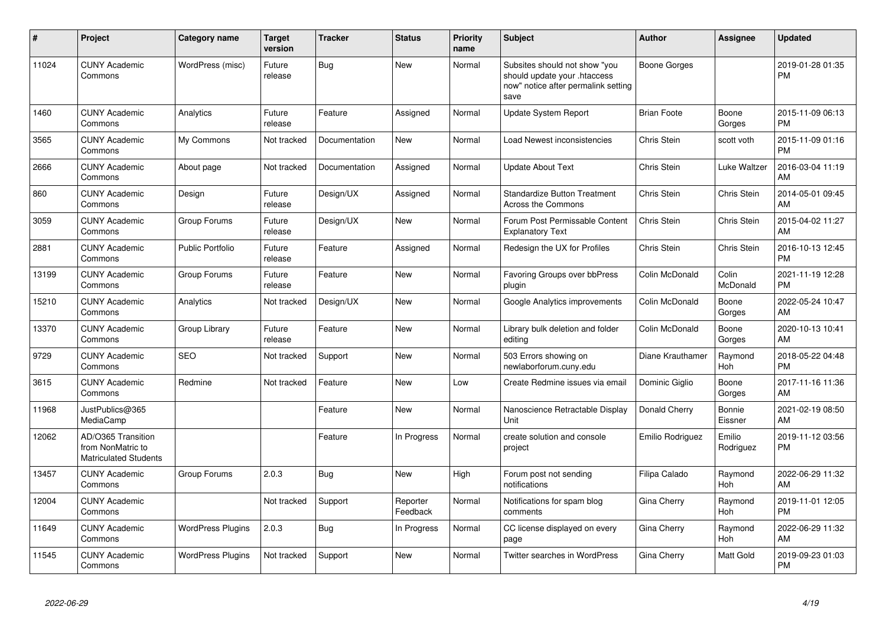| # | Project | Category name | Target version | Tracker | Status | Priority name | Subject | Author | Assignee | Updated |
|---|---|---|---|---|---|---|---|---|---|---|
| 11024 | CUNY Academic Commons | WordPress (misc) | Future release | Bug | New | Normal | Subsites should not show "you should update your .htaccess now" notice after permalink setting save | Boone Gorges | | 2019-01-28 01:35 PM |
| 1460 | CUNY Academic Commons | Analytics | Future release | Feature | Assigned | Normal | Update System Report | Brian Foote | Boone Gorges | 2015-11-09 06:13 PM |
| 3565 | CUNY Academic Commons | My Commons | Not tracked | Documentation | New | Normal | Load Newest inconsistencies | Chris Stein | scott voth | 2015-11-09 01:16 PM |
| 2666 | CUNY Academic Commons | About page | Not tracked | Documentation | Assigned | Normal | Update About Text | Chris Stein | Luke Waltzer | 2016-03-04 11:19 AM |
| 860 | CUNY Academic Commons | Design | Future release | Design/UX | Assigned | Normal | Standardize Button Treatment Across the Commons | Chris Stein | Chris Stein | 2014-05-01 09:45 AM |
| 3059 | CUNY Academic Commons | Group Forums | Future release | Design/UX | New | Normal | Forum Post Permissable Content Explanatory Text | Chris Stein | Chris Stein | 2015-04-02 11:27 AM |
| 2881 | CUNY Academic Commons | Public Portfolio | Future release | Feature | Assigned | Normal | Redesign the UX for Profiles | Chris Stein | Chris Stein | 2016-10-13 12:45 PM |
| 13199 | CUNY Academic Commons | Group Forums | Future release | Feature | New | Normal | Favoring Groups over bbPress plugin | Colin McDonald | Colin McDonald | 2021-11-19 12:28 PM |
| 15210 | CUNY Academic Commons | Analytics | Not tracked | Design/UX | New | Normal | Google Analytics improvements | Colin McDonald | Boone Gorges | 2022-05-24 10:47 AM |
| 13370 | CUNY Academic Commons | Group Library | Future release | Feature | New | Normal | Library bulk deletion and folder editing | Colin McDonald | Boone Gorges | 2020-10-13 10:41 AM |
| 9729 | CUNY Academic Commons | SEO | Not tracked | Support | New | Normal | 503 Errors showing on newlaborforum.cuny.edu | Diane Krauthamer | Raymond Hoh | 2018-05-22 04:48 PM |
| 3615 | CUNY Academic Commons | Redmine | Not tracked | Feature | New | Low | Create Redmine issues via email | Dominic Giglio | Boone Gorges | 2017-11-16 11:36 AM |
| 11968 | JustPublics@365 MediaCamp | | | Feature | New | Normal | Nanoscience Retractable Display Unit | Donald Cherry | Bonnie Eissner | 2021-02-19 08:50 AM |
| 12062 | AD/O365 Transition from NonMatric to Matriculated Students | | | Feature | In Progress | Normal | create solution and console project | Emilio Rodriguez | Emilio Rodriguez | 2019-11-12 03:56 PM |
| 13457 | CUNY Academic Commons | Group Forums | 2.0.3 | Bug | New | High | Forum post not sending notifications | Filipa Calado | Raymond Hoh | 2022-06-29 11:32 AM |
| 12004 | CUNY Academic Commons | | Not tracked | Support | Reporter Feedback | Normal | Notifications for spam blog comments | Gina Cherry | Raymond Hoh | 2019-11-01 12:05 PM |
| 11649 | CUNY Academic Commons | WordPress Plugins | 2.0.3 | Bug | In Progress | Normal | CC license displayed on every page | Gina Cherry | Raymond Hoh | 2022-06-29 11:32 AM |
| 11545 | CUNY Academic Commons | WordPress Plugins | Not tracked | Support | New | Normal | Twitter searches in WordPress | Gina Cherry | Matt Gold | 2019-09-23 01:03 PM |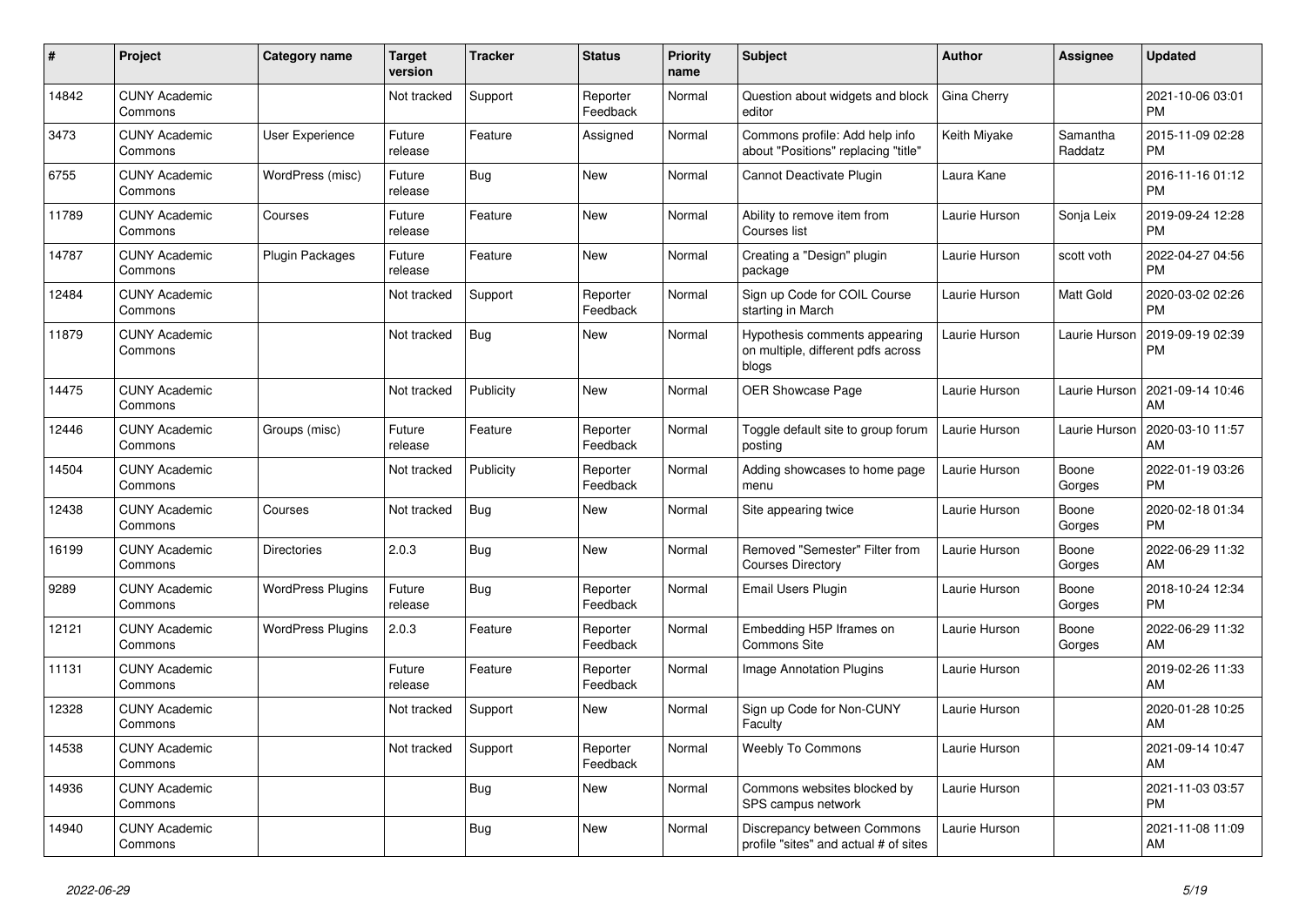| # | Project | Category name | Target version | Tracker | Status | Priority name | Subject | Author | Assignee | Updated |
|---|---|---|---|---|---|---|---|---|---|---|
| 14842 | CUNY Academic Commons | | Not tracked | Support | Reporter Feedback | Normal | Question about widgets and block editor | Gina Cherry | | 2021-10-06 03:01 PM |
| 3473 | CUNY Academic Commons | User Experience | Future release | Feature | Assigned | Normal | Commons profile: Add help info about "Positions" replacing "title" | Keith Miyake | Samantha Raddatz | 2015-11-09 02:28 PM |
| 6755 | CUNY Academic Commons | WordPress (misc) | Future release | Bug | New | Normal | Cannot Deactivate Plugin | Laura Kane | | 2016-11-16 01:12 PM |
| 11789 | CUNY Academic Commons | Courses | Future release | Feature | New | Normal | Ability to remove item from Courses list | Laurie Hurson | Sonja Leix | 2019-09-24 12:28 PM |
| 14787 | CUNY Academic Commons | Plugin Packages | Future release | Feature | New | Normal | Creating a "Design" plugin package | Laurie Hurson | scott voth | 2022-04-27 04:56 PM |
| 12484 | CUNY Academic Commons | | Not tracked | Support | Reporter Feedback | Normal | Sign up Code for COIL Course starting in March | Laurie Hurson | Matt Gold | 2020-03-02 02:26 PM |
| 11879 | CUNY Academic Commons | | Not tracked | Bug | New | Normal | Hypothesis comments appearing on multiple, different pdfs across blogs | Laurie Hurson | Laurie Hurson | 2019-09-19 02:39 PM |
| 14475 | CUNY Academic Commons | | Not tracked | Publicity | New | Normal | OER Showcase Page | Laurie Hurson | Laurie Hurson | 2021-09-14 10:46 AM |
| 12446 | CUNY Academic Commons | Groups (misc) | Future release | Feature | Reporter Feedback | Normal | Toggle default site to group forum posting | Laurie Hurson | Laurie Hurson | 2020-03-10 11:57 AM |
| 14504 | CUNY Academic Commons | | Not tracked | Publicity | Reporter Feedback | Normal | Adding showcases to home page menu | Laurie Hurson | Boone Gorges | 2022-01-19 03:26 PM |
| 12438 | CUNY Academic Commons | Courses | Not tracked | Bug | New | Normal | Site appearing twice | Laurie Hurson | Boone Gorges | 2020-02-18 01:34 PM |
| 16199 | CUNY Academic Commons | Directories | 2.0.3 | Bug | New | Normal | Removed "Semester" Filter from Courses Directory | Laurie Hurson | Boone Gorges | 2022-06-29 11:32 AM |
| 9289 | CUNY Academic Commons | WordPress Plugins | Future release | Bug | Reporter Feedback | Normal | Email Users Plugin | Laurie Hurson | Boone Gorges | 2018-10-24 12:34 PM |
| 12121 | CUNY Academic Commons | WordPress Plugins | 2.0.3 | Feature | Reporter Feedback | Normal | Embedding H5P Iframes on Commons Site | Laurie Hurson | Boone Gorges | 2022-06-29 11:32 AM |
| 11131 | CUNY Academic Commons | | Future release | Feature | Reporter Feedback | Normal | Image Annotation Plugins | Laurie Hurson | | 2019-02-26 11:33 AM |
| 12328 | CUNY Academic Commons | | Not tracked | Support | New | Normal | Sign up Code for Non-CUNY Faculty | Laurie Hurson | | 2020-01-28 10:25 AM |
| 14538 | CUNY Academic Commons | | Not tracked | Support | Reporter Feedback | Normal | Weebly To Commons | Laurie Hurson | | 2021-09-14 10:47 AM |
| 14936 | CUNY Academic Commons | | | Bug | New | Normal | Commons websites blocked by SPS campus network | Laurie Hurson | | 2021-11-03 03:57 PM |
| 14940 | CUNY Academic Commons | | | Bug | New | Normal | Discrepancy between Commons profile "sites" and actual # of sites | Laurie Hurson | | 2021-11-08 11:09 AM |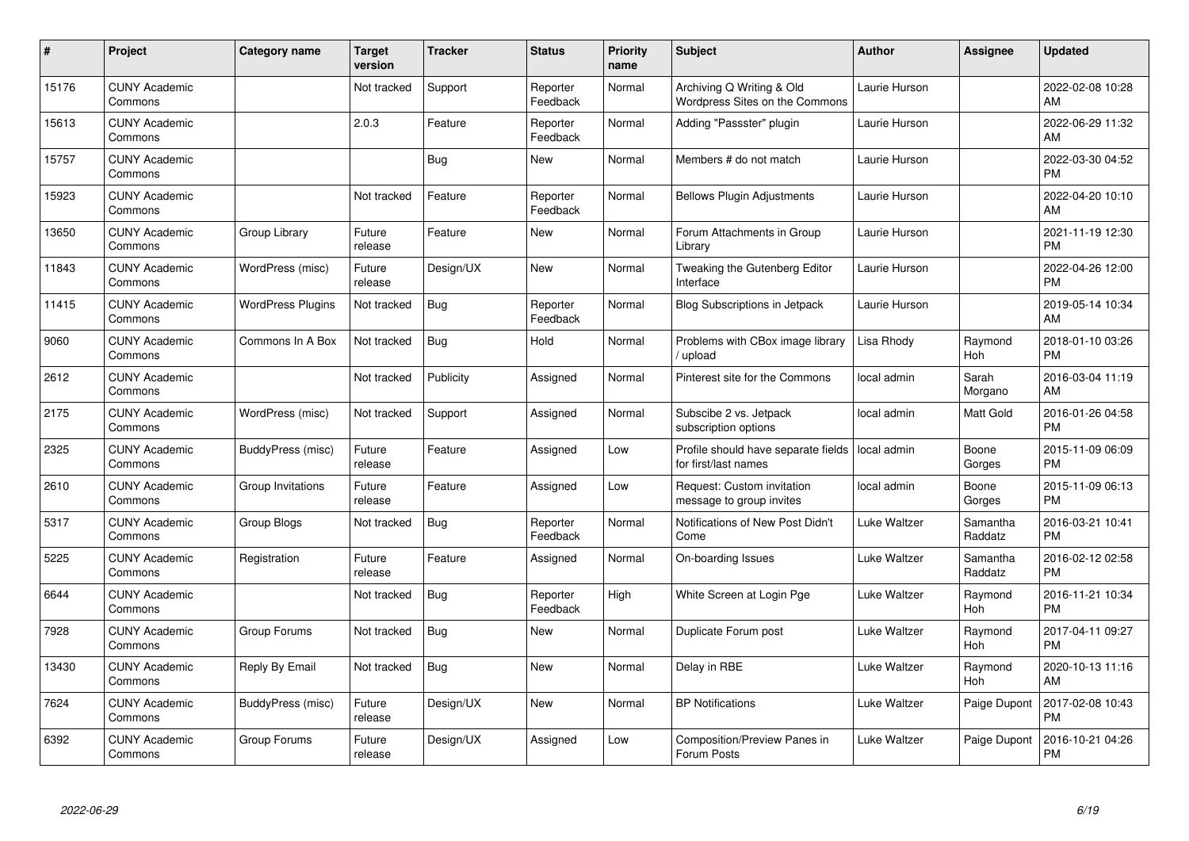| # | Project | Category name | Target version | Tracker | Status | Priority name | Subject | Author | Assignee | Updated |
|---|---|---|---|---|---|---|---|---|---|---|
| 15176 | CUNY Academic Commons | | Not tracked | Support | Reporter Feedback | Normal | Archiving Q Writing & Old Wordpress Sites on the Commons | Laurie Hurson | | 2022-02-08 10:28 AM |
| 15613 | CUNY Academic Commons | | 2.0.3 | Feature | Reporter Feedback | Normal | Adding "Passster" plugin | Laurie Hurson | | 2022-06-29 11:32 AM |
| 15757 | CUNY Academic Commons | | | Bug | New | Normal | Members # do not match | Laurie Hurson | | 2022-03-30 04:52 PM |
| 15923 | CUNY Academic Commons | | Not tracked | Feature | Reporter Feedback | Normal | Bellows Plugin Adjustments | Laurie Hurson | | 2022-04-20 10:10 AM |
| 13650 | CUNY Academic Commons | Group Library | Future release | Feature | New | Normal | Forum Attachments in Group Library | Laurie Hurson | | 2021-11-19 12:30 PM |
| 11843 | CUNY Academic Commons | WordPress (misc) | Future release | Design/UX | New | Normal | Tweaking the Gutenberg Editor Interface | Laurie Hurson | | 2022-04-26 12:00 PM |
| 11415 | CUNY Academic Commons | WordPress Plugins | Not tracked | Bug | Reporter Feedback | Normal | Blog Subscriptions in Jetpack | Laurie Hurson | | 2019-05-14 10:34 AM |
| 9060 | CUNY Academic Commons | Commons In A Box | Not tracked | Bug | Hold | Normal | Problems with CBox image library / upload | Lisa Rhody | Raymond Hoh | 2018-01-10 03:26 PM |
| 2612 | CUNY Academic Commons | | Not tracked | Publicity | Assigned | Normal | Pinterest site for the Commons | local admin | Sarah Morgano | 2016-03-04 11:19 AM |
| 2175 | CUNY Academic Commons | WordPress (misc) | Not tracked | Support | Assigned | Normal | Subscibe 2 vs. Jetpack subscription options | local admin | Matt Gold | 2016-01-26 04:58 PM |
| 2325 | CUNY Academic Commons | BuddyPress (misc) | Future release | Feature | Assigned | Low | Profile should have separate fields for first/last names | local admin | Boone Gorges | 2015-11-09 06:09 PM |
| 2610 | CUNY Academic Commons | Group Invitations | Future release | Feature | Assigned | Low | Request: Custom invitation message to group invites | local admin | Boone Gorges | 2015-11-09 06:13 PM |
| 5317 | CUNY Academic Commons | Group Blogs | Not tracked | Bug | Reporter Feedback | Normal | Notifications of New Post Didn't Come | Luke Waltzer | Samantha Raddatz | 2016-03-21 10:41 PM |
| 5225 | CUNY Academic Commons | Registration | Future release | Feature | Assigned | Normal | On-boarding Issues | Luke Waltzer | Samantha Raddatz | 2016-02-12 02:58 PM |
| 6644 | CUNY Academic Commons | | Not tracked | Bug | Reporter Feedback | High | White Screen at Login Pge | Luke Waltzer | Raymond Hoh | 2016-11-21 10:34 PM |
| 7928 | CUNY Academic Commons | Group Forums | Not tracked | Bug | New | Normal | Duplicate Forum post | Luke Waltzer | Raymond Hoh | 2017-04-11 09:27 PM |
| 13430 | CUNY Academic Commons | Reply By Email | Not tracked | Bug | New | Normal | Delay in RBE | Luke Waltzer | Raymond Hoh | 2020-10-13 11:16 AM |
| 7624 | CUNY Academic Commons | BuddyPress (misc) | Future release | Design/UX | New | Normal | BP Notifications | Luke Waltzer | Paige Dupont | 2017-02-08 10:43 PM |
| 6392 | CUNY Academic Commons | Group Forums | Future release | Design/UX | Assigned | Low | Composition/Preview Panes in Forum Posts | Luke Waltzer | Paige Dupont | 2016-10-21 04:26 PM |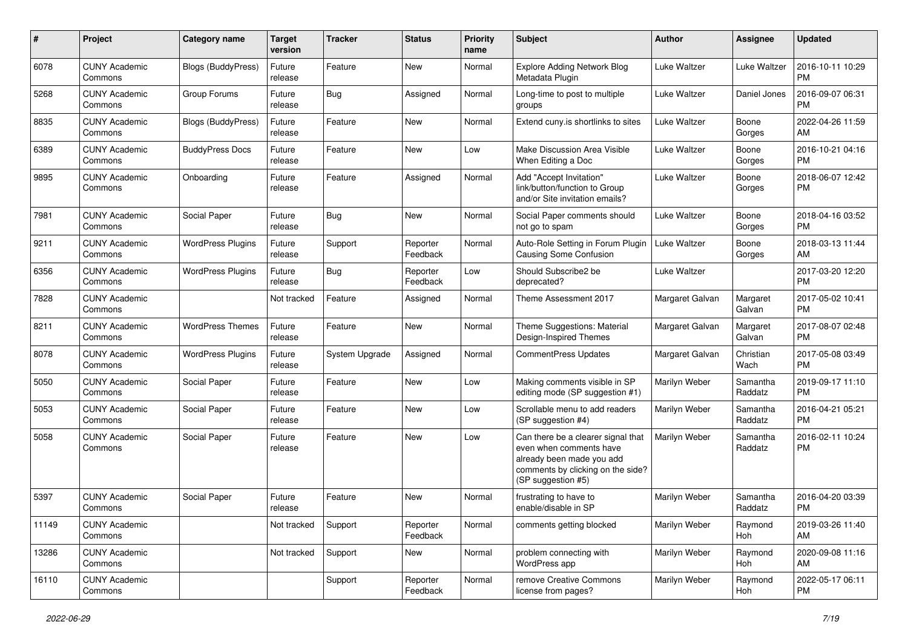| # | Project | Category name | Target version | Tracker | Status | Priority name | Subject | Author | Assignee | Updated |
|---|---|---|---|---|---|---|---|---|---|---|
| 6078 | CUNY Academic Commons | Blogs (BuddyPress) | Future release | Feature | New | Normal | Explore Adding Network Blog Metadata Plugin | Luke Waltzer | Luke Waltzer | 2016-10-11 10:29 PM |
| 5268 | CUNY Academic Commons | Group Forums | Future release | Bug | Assigned | Normal | Long-time to post to multiple groups | Luke Waltzer | Daniel Jones | 2016-09-07 06:31 PM |
| 8835 | CUNY Academic Commons | Blogs (BuddyPress) | Future release | Feature | New | Normal | Extend cuny.is shortlinks to sites | Luke Waltzer | Boone Gorges | 2022-04-26 11:59 AM |
| 6389 | CUNY Academic Commons | BuddyPress Docs | Future release | Feature | New | Low | Make Discussion Area Visible When Editing a Doc | Luke Waltzer | Boone Gorges | 2016-10-21 04:16 PM |
| 9895 | CUNY Academic Commons | Onboarding | Future release | Feature | Assigned | Normal | Add "Accept Invitation" link/button/function to Group and/or Site invitation emails? | Luke Waltzer | Boone Gorges | 2018-06-07 12:42 PM |
| 7981 | CUNY Academic Commons | Social Paper | Future release | Bug | New | Normal | Social Paper comments should not go to spam | Luke Waltzer | Boone Gorges | 2018-04-16 03:52 PM |
| 9211 | CUNY Academic Commons | WordPress Plugins | Future release | Support | Reporter Feedback | Normal | Auto-Role Setting in Forum Plugin Causing Some Confusion | Luke Waltzer | Boone Gorges | 2018-03-13 11:44 AM |
| 6356 | CUNY Academic Commons | WordPress Plugins | Future release | Bug | Reporter Feedback | Low | Should Subscribe2 be deprecated? | Luke Waltzer | | 2017-03-20 12:20 PM |
| 7828 | CUNY Academic Commons | | Not tracked | Feature | Assigned | Normal | Theme Assessment 2017 | Margaret Galvan | Margaret Galvan | 2017-05-02 10:41 PM |
| 8211 | CUNY Academic Commons | WordPress Themes | Future release | Feature | New | Normal | Theme Suggestions: Material Design-Inspired Themes | Margaret Galvan | Margaret Galvan | 2017-08-07 02:48 PM |
| 8078 | CUNY Academic Commons | WordPress Plugins | Future release | System Upgrade | Assigned | Normal | CommentPress Updates | Margaret Galvan | Christian Wach | 2017-05-08 03:49 PM |
| 5050 | CUNY Academic Commons | Social Paper | Future release | Feature | New | Low | Making comments visible in SP editing mode (SP suggestion #1) | Marilyn Weber | Samantha Raddatz | 2019-09-17 11:10 PM |
| 5053 | CUNY Academic Commons | Social Paper | Future release | Feature | New | Low | Scrollable menu to add readers (SP suggestion #4) | Marilyn Weber | Samantha Raddatz | 2016-04-21 05:21 PM |
| 5058 | CUNY Academic Commons | Social Paper | Future release | Feature | New | Low | Can there be a clearer signal that even when comments have already been made you add comments by clicking on the side? (SP suggestion #5) | Marilyn Weber | Samantha Raddatz | 2016-02-11 10:24 PM |
| 5397 | CUNY Academic Commons | Social Paper | Future release | Feature | New | Normal | frustrating to have to enable/disable in SP | Marilyn Weber | Samantha Raddatz | 2016-04-20 03:39 PM |
| 11149 | CUNY Academic Commons | | Not tracked | Support | Reporter Feedback | Normal | comments getting blocked | Marilyn Weber | Raymond Hoh | 2019-03-26 11:40 AM |
| 13286 | CUNY Academic Commons | | Not tracked | Support | New | Normal | problem connecting with WordPress app | Marilyn Weber | Raymond Hoh | 2020-09-08 11:16 AM |
| 16110 | CUNY Academic Commons | | | Support | Reporter Feedback | Normal | remove Creative Commons license from pages? | Marilyn Weber | Raymond Hoh | 2022-05-17 06:11 PM |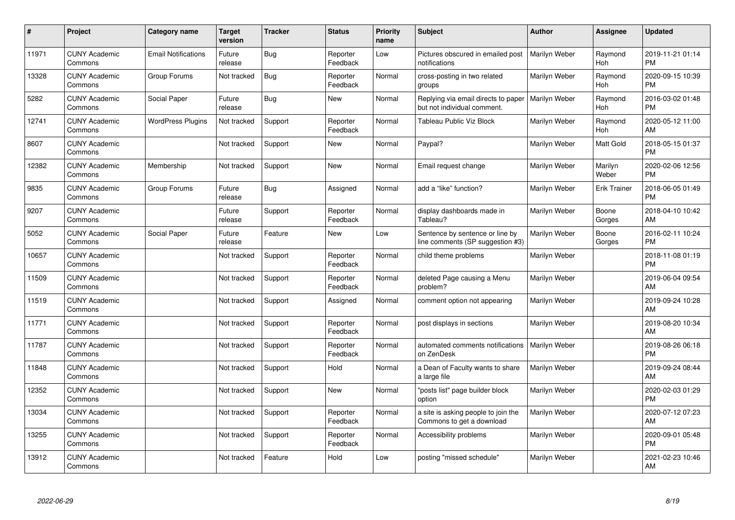| # | Project | Category name | Target version | Tracker | Status | Priority name | Subject | Author | Assignee | Updated |
|---|---|---|---|---|---|---|---|---|---|---|
| 11971 | CUNY Academic Commons | Email Notifications | Future release | Bug | Reporter Feedback | Low | Pictures obscured in emailed post notifications | Marilyn Weber | Raymond Hoh | 2019-11-21 01:14 PM |
| 13328 | CUNY Academic Commons | Group Forums | Not tracked | Bug | Reporter Feedback | Normal | cross-posting in two related groups | Marilyn Weber | Raymond Hoh | 2020-09-15 10:39 PM |
| 5282 | CUNY Academic Commons | Social Paper | Future release | Bug | New | Normal | Replying via email directs to paper but not individual comment. | Marilyn Weber | Raymond Hoh | 2016-03-02 01:48 PM |
| 12741 | CUNY Academic Commons | WordPress Plugins | Not tracked | Support | Reporter Feedback | Normal | Tableau Public Viz Block | Marilyn Weber | Raymond Hoh | 2020-05-12 11:00 AM |
| 8607 | CUNY Academic Commons | | Not tracked | Support | New | Normal | Paypal? | Marilyn Weber | Matt Gold | 2018-05-15 01:37 PM |
| 12382 | CUNY Academic Commons | Membership | Not tracked | Support | New | Normal | Email request change | Marilyn Weber | Marilyn Weber | 2020-02-06 12:56 PM |
| 9835 | CUNY Academic Commons | Group Forums | Future release | Bug | Assigned | Normal | add a "like" function? | Marilyn Weber | Erik Trainer | 2018-06-05 01:49 PM |
| 9207 | CUNY Academic Commons | | Future release | Support | Reporter Feedback | Normal | display dashboards made in Tableau? | Marilyn Weber | Boone Gorges | 2018-04-10 10:42 AM |
| 5052 | CUNY Academic Commons | Social Paper | Future release | Feature | New | Low | Sentence by sentence or line by line comments (SP suggestion #3) | Marilyn Weber | Boone Gorges | 2016-02-11 10:24 PM |
| 10657 | CUNY Academic Commons | | Not tracked | Support | Reporter Feedback | Normal | child theme problems | Marilyn Weber | | 2018-11-08 01:19 PM |
| 11509 | CUNY Academic Commons | | Not tracked | Support | Reporter Feedback | Normal | deleted Page causing a Menu problem? | Marilyn Weber | | 2019-06-04 09:54 AM |
| 11519 | CUNY Academic Commons | | Not tracked | Support | Assigned | Normal | comment option not appearing | Marilyn Weber | | 2019-09-24 10:28 AM |
| 11771 | CUNY Academic Commons | | Not tracked | Support | Reporter Feedback | Normal | post displays in sections | Marilyn Weber | | 2019-08-20 10:34 AM |
| 11787 | CUNY Academic Commons | | Not tracked | Support | Reporter Feedback | Normal | automated comments notifications on ZenDesk | Marilyn Weber | | 2019-08-26 06:18 PM |
| 11848 | CUNY Academic Commons | | Not tracked | Support | Hold | Normal | a Dean of Faculty wants to share a large file | Marilyn Weber | | 2019-09-24 08:44 AM |
| 12352 | CUNY Academic Commons | | Not tracked | Support | New | Normal | "posts list" page builder block option | Marilyn Weber | | 2020-02-03 01:29 PM |
| 13034 | CUNY Academic Commons | | Not tracked | Support | Reporter Feedback | Normal | a site is asking people to join the Commons to get a download | Marilyn Weber | | 2020-07-12 07:23 AM |
| 13255 | CUNY Academic Commons | | Not tracked | Support | Reporter Feedback | Normal | Accessibility problems | Marilyn Weber | | 2020-09-01 05:48 PM |
| 13912 | CUNY Academic Commons | | Not tracked | Feature | Hold | Low | posting "missed schedule" | Marilyn Weber | | 2021-02-23 10:46 AM |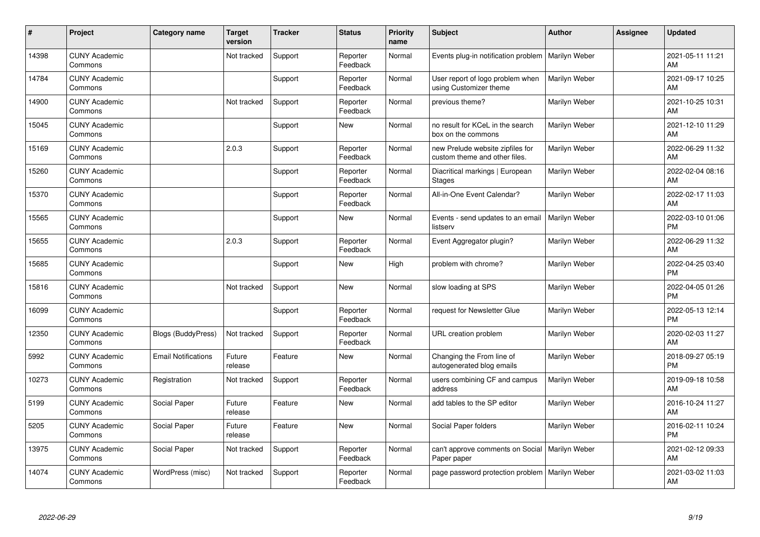| # | Project | Category name | Target version | Tracker | Status | Priority name | Subject | Author | Assignee | Updated |
|---|---|---|---|---|---|---|---|---|---|---|
| 14398 | CUNY Academic Commons | | Not tracked | Support | Reporter Feedback | Normal | Events plug-in notification problem | Marilyn Weber | | 2021-05-11 11:21 AM |
| 14784 | CUNY Academic Commons | | | Support | Reporter Feedback | Normal | User report of logo problem when using Customizer theme | Marilyn Weber | | 2021-09-17 10:25 AM |
| 14900 | CUNY Academic Commons | | Not tracked | Support | Reporter Feedback | Normal | previous theme? | Marilyn Weber | | 2021-10-25 10:31 AM |
| 15045 | CUNY Academic Commons | | | Support | New | Normal | no result for KCeL in the search box on the commons | Marilyn Weber | | 2021-12-10 11:29 AM |
| 15169 | CUNY Academic Commons | | 2.0.3 | Support | Reporter Feedback | Normal | new Prelude website zipfiles for custom theme and other files. | Marilyn Weber | | 2022-06-29 11:32 AM |
| 15260 | CUNY Academic Commons | | | Support | Reporter Feedback | Normal | Diacritical markings \| European Stages | Marilyn Weber | | 2022-02-04 08:16 AM |
| 15370 | CUNY Academic Commons | | | Support | Reporter Feedback | Normal | All-in-One Event Calendar? | Marilyn Weber | | 2022-02-17 11:03 AM |
| 15565 | CUNY Academic Commons | | | Support | New | Normal | Events - send updates to an email listserv | Marilyn Weber | | 2022-03-10 01:06 PM |
| 15655 | CUNY Academic Commons | | 2.0.3 | Support | Reporter Feedback | Normal | Event Aggregator plugin? | Marilyn Weber | | 2022-06-29 11:32 AM |
| 15685 | CUNY Academic Commons | | | Support | New | High | problem with chrome? | Marilyn Weber | | 2022-04-25 03:40 PM |
| 15816 | CUNY Academic Commons | | Not tracked | Support | New | Normal | slow loading at SPS | Marilyn Weber | | 2022-04-05 01:26 PM |
| 16099 | CUNY Academic Commons | | | Support | Reporter Feedback | Normal | request for Newsletter Glue | Marilyn Weber | | 2022-05-13 12:14 PM |
| 12350 | CUNY Academic Commons | Blogs (BuddyPress) | Not tracked | Support | Reporter Feedback | Normal | URL creation problem | Marilyn Weber | | 2020-02-03 11:27 AM |
| 5992 | CUNY Academic Commons | Email Notifications | Future release | Feature | New | Normal | Changing the From line of autogenerated blog emails | Marilyn Weber | | 2018-09-27 05:19 PM |
| 10273 | CUNY Academic Commons | Registration | Not tracked | Support | Reporter Feedback | Normal | users combining CF and campus address | Marilyn Weber | | 2019-09-18 10:58 AM |
| 5199 | CUNY Academic Commons | Social Paper | Future release | Feature | New | Normal | add tables to the SP editor | Marilyn Weber | | 2016-10-24 11:27 AM |
| 5205 | CUNY Academic Commons | Social Paper | Future release | Feature | New | Normal | Social Paper folders | Marilyn Weber | | 2016-02-11 10:24 PM |
| 13975 | CUNY Academic Commons | Social Paper | Not tracked | Support | Reporter Feedback | Normal | can't approve comments on Social Paper paper | Marilyn Weber | | 2021-02-12 09:33 AM |
| 14074 | CUNY Academic Commons | WordPress (misc) | Not tracked | Support | Reporter Feedback | Normal | page password protection problem | Marilyn Weber | | 2021-03-02 11:03 AM |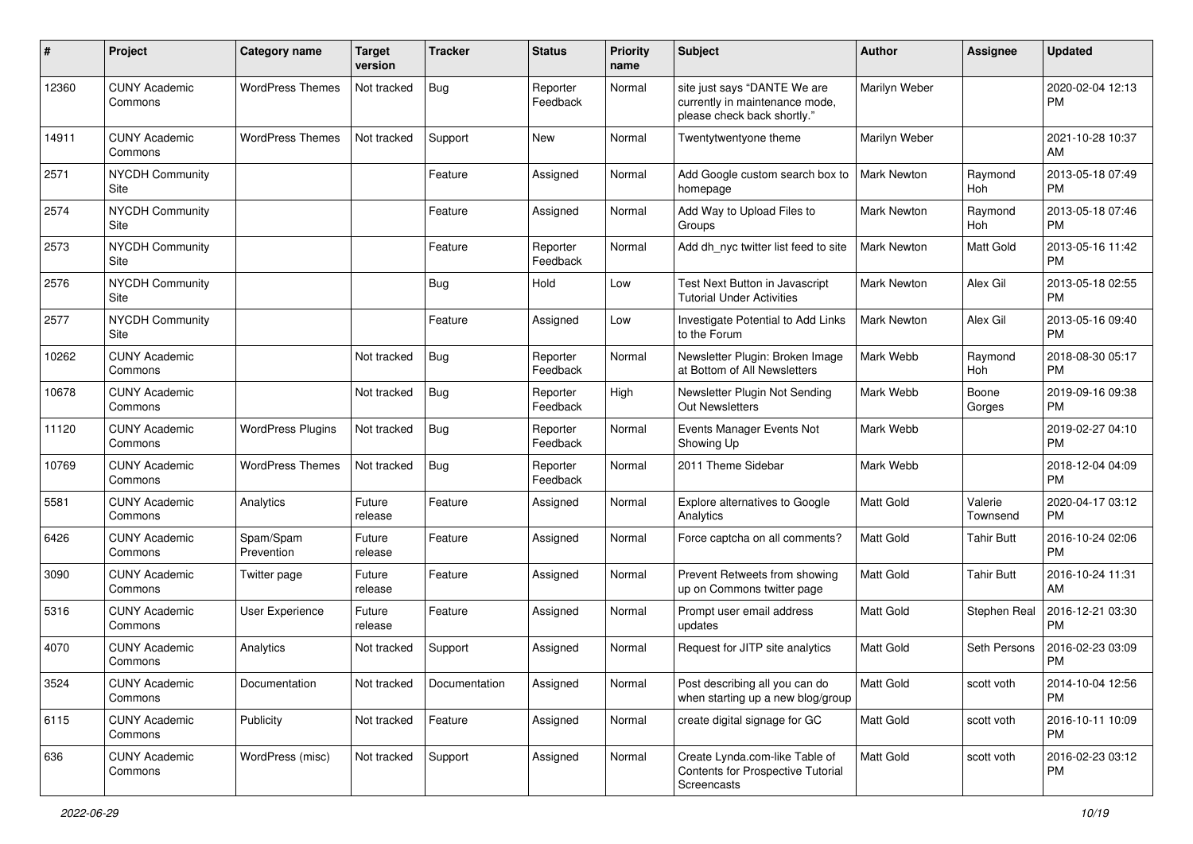| # | Project | Category name | Target version | Tracker | Status | Priority name | Subject | Author | Assignee | Updated |
|---|---|---|---|---|---|---|---|---|---|---|
| 12360 | CUNY Academic Commons | WordPress Themes | Not tracked | Bug | Reporter Feedback | Normal | site just says "DANTE We are currently in maintenance mode, please check back shortly." | Marilyn Weber | | 2020-02-04 12:13 PM |
| 14911 | CUNY Academic Commons | WordPress Themes | Not tracked | Support | New | Normal | Twentytwentyone theme | Marilyn Weber | | 2021-10-28 10:37 AM |
| 2571 | NYCDH Community Site | | | Feature | Assigned | Normal | Add Google custom search box to homepage | Mark Newton | Raymond Hoh | 2013-05-18 07:49 PM |
| 2574 | NYCDH Community Site | | | Feature | Assigned | Normal | Add Way to Upload Files to Groups | Mark Newton | Raymond Hoh | 2013-05-18 07:46 PM |
| 2573 | NYCDH Community Site | | | Feature | Reporter Feedback | Normal | Add dh_nyc twitter list feed to site | Mark Newton | Matt Gold | 2013-05-16 11:42 PM |
| 2576 | NYCDH Community Site | | | Bug | Hold | Low | Test Next Button in Javascript Tutorial Under Activities | Mark Newton | Alex Gil | 2013-05-18 02:55 PM |
| 2577 | NYCDH Community Site | | | Feature | Assigned | Low | Investigate Potential to Add Links to the Forum | Mark Newton | Alex Gil | 2013-05-16 09:40 PM |
| 10262 | CUNY Academic Commons | | Not tracked | Bug | Reporter Feedback | Normal | Newsletter Plugin: Broken Image at Bottom of All Newsletters | Mark Webb | Raymond Hoh | 2018-08-30 05:17 PM |
| 10678 | CUNY Academic Commons | | Not tracked | Bug | Reporter Feedback | High | Newsletter Plugin Not Sending Out Newsletters | Mark Webb | Boone Gorges | 2019-09-16 09:38 PM |
| 11120 | CUNY Academic Commons | WordPress Plugins | Not tracked | Bug | Reporter Feedback | Normal | Events Manager Events Not Showing Up | Mark Webb | | 2019-02-27 04:10 PM |
| 10769 | CUNY Academic Commons | WordPress Themes | Not tracked | Bug | Reporter Feedback | Normal | 2011 Theme Sidebar | Mark Webb | | 2018-12-04 04:09 PM |
| 5581 | CUNY Academic Commons | Analytics | Future release | Feature | Assigned | Normal | Explore alternatives to Google Analytics | Matt Gold | Valerie Townsend | 2020-04-17 03:12 PM |
| 6426 | CUNY Academic Commons | Spam/Spam Prevention | Future release | Feature | Assigned | Normal | Force captcha on all comments? | Matt Gold | Tahir Butt | 2016-10-24 02:06 PM |
| 3090 | CUNY Academic Commons | Twitter page | Future release | Feature | Assigned | Normal | Prevent Retweets from showing up on Commons twitter page | Matt Gold | Tahir Butt | 2016-10-24 11:31 AM |
| 5316 | CUNY Academic Commons | User Experience | Future release | Feature | Assigned | Normal | Prompt user email address updates | Matt Gold | Stephen Real | 2016-12-21 03:30 PM |
| 4070 | CUNY Academic Commons | Analytics | Not tracked | Support | Assigned | Normal | Request for JITP site analytics | Matt Gold | Seth Persons | 2016-02-23 03:09 PM |
| 3524 | CUNY Academic Commons | Documentation | Not tracked | Documentation | Assigned | Normal | Post describing all you can do when starting up a new blog/group | Matt Gold | scott voth | 2014-10-04 12:56 PM |
| 6115 | CUNY Academic Commons | Publicity | Not tracked | Feature | Assigned | Normal | create digital signage for GC | Matt Gold | scott voth | 2016-10-11 10:09 PM |
| 636 | CUNY Academic Commons | WordPress (misc) | Not tracked | Support | Assigned | Normal | Create Lynda.com-like Table of Contents for Prospective Tutorial Screencasts | Matt Gold | scott voth | 2016-02-23 03:12 PM |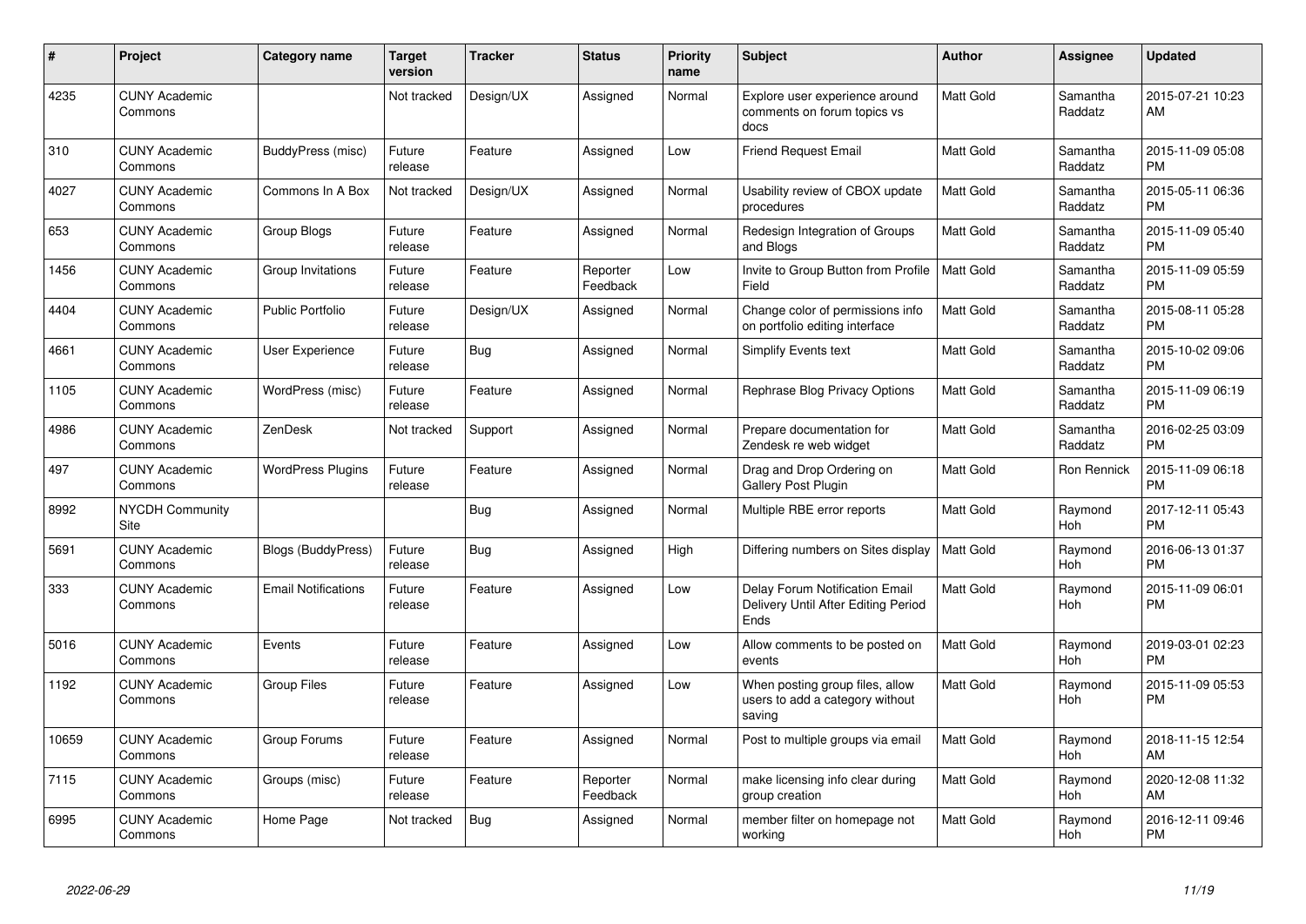| # | Project | Category name | Target version | Tracker | Status | Priority name | Subject | Author | Assignee | Updated |
|---|---|---|---|---|---|---|---|---|---|---|
| 4235 | CUNY Academic Commons | | Not tracked | Design/UX | Assigned | Normal | Explore user experience around comments on forum topics vs docs | Matt Gold | Samantha Raddatz | 2015-07-21 10:23 AM |
| 310 | CUNY Academic Commons | BuddyPress (misc) | Future release | Feature | Assigned | Low | Friend Request Email | Matt Gold | Samantha Raddatz | 2015-11-09 05:08 PM |
| 4027 | CUNY Academic Commons | Commons In A Box | Not tracked | Design/UX | Assigned | Normal | Usability review of CBOX update procedures | Matt Gold | Samantha Raddatz | 2015-05-11 06:36 PM |
| 653 | CUNY Academic Commons | Group Blogs | Future release | Feature | Assigned | Normal | Redesign Integration of Groups and Blogs | Matt Gold | Samantha Raddatz | 2015-11-09 05:40 PM |
| 1456 | CUNY Academic Commons | Group Invitations | Future release | Feature | Reporter Feedback | Low | Invite to Group Button from Profile Field | Matt Gold | Samantha Raddatz | 2015-11-09 05:59 PM |
| 4404 | CUNY Academic Commons | Public Portfolio | Future release | Design/UX | Assigned | Normal | Change color of permissions info on portfolio editing interface | Matt Gold | Samantha Raddatz | 2015-08-11 05:28 PM |
| 4661 | CUNY Academic Commons | User Experience | Future release | Bug | Assigned | Normal | Simplify Events text | Matt Gold | Samantha Raddatz | 2015-10-02 09:06 PM |
| 1105 | CUNY Academic Commons | WordPress (misc) | Future release | Feature | Assigned | Normal | Rephrase Blog Privacy Options | Matt Gold | Samantha Raddatz | 2015-11-09 06:19 PM |
| 4986 | CUNY Academic Commons | ZenDesk | Not tracked | Support | Assigned | Normal | Prepare documentation for Zendesk re web widget | Matt Gold | Samantha Raddatz | 2016-02-25 03:09 PM |
| 497 | CUNY Academic Commons | WordPress Plugins | Future release | Feature | Assigned | Normal | Drag and Drop Ordering on Gallery Post Plugin | Matt Gold | Ron Rennick | 2015-11-09 06:18 PM |
| 8992 | NYCDH Community Site | | | Bug | Assigned | Normal | Multiple RBE error reports | Matt Gold | Raymond Hoh | 2017-12-11 05:43 PM |
| 5691 | CUNY Academic Commons | Blogs (BuddyPress) | Future release | Bug | Assigned | High | Differing numbers on Sites display | Matt Gold | Raymond Hoh | 2016-06-13 01:37 PM |
| 333 | CUNY Academic Commons | Email Notifications | Future release | Feature | Assigned | Low | Delay Forum Notification Email Delivery Until After Editing Period Ends | Matt Gold | Raymond Hoh | 2015-11-09 06:01 PM |
| 5016 | CUNY Academic Commons | Events | Future release | Feature | Assigned | Low | Allow comments to be posted on events | Matt Gold | Raymond Hoh | 2019-03-01 02:23 PM |
| 1192 | CUNY Academic Commons | Group Files | Future release | Feature | Assigned | Low | When posting group files, allow users to add a category without saving | Matt Gold | Raymond Hoh | 2015-11-09 05:53 PM |
| 10659 | CUNY Academic Commons | Group Forums | Future release | Feature | Assigned | Normal | Post to multiple groups via email | Matt Gold | Raymond Hoh | 2018-11-15 12:54 AM |
| 7115 | CUNY Academic Commons | Groups (misc) | Future release | Feature | Reporter Feedback | Normal | make licensing info clear during group creation | Matt Gold | Raymond Hoh | 2020-12-08 11:32 AM |
| 6995 | CUNY Academic Commons | Home Page | Not tracked | Bug | Assigned | Normal | member filter on homepage not working | Matt Gold | Raymond Hoh | 2016-12-11 09:46 PM |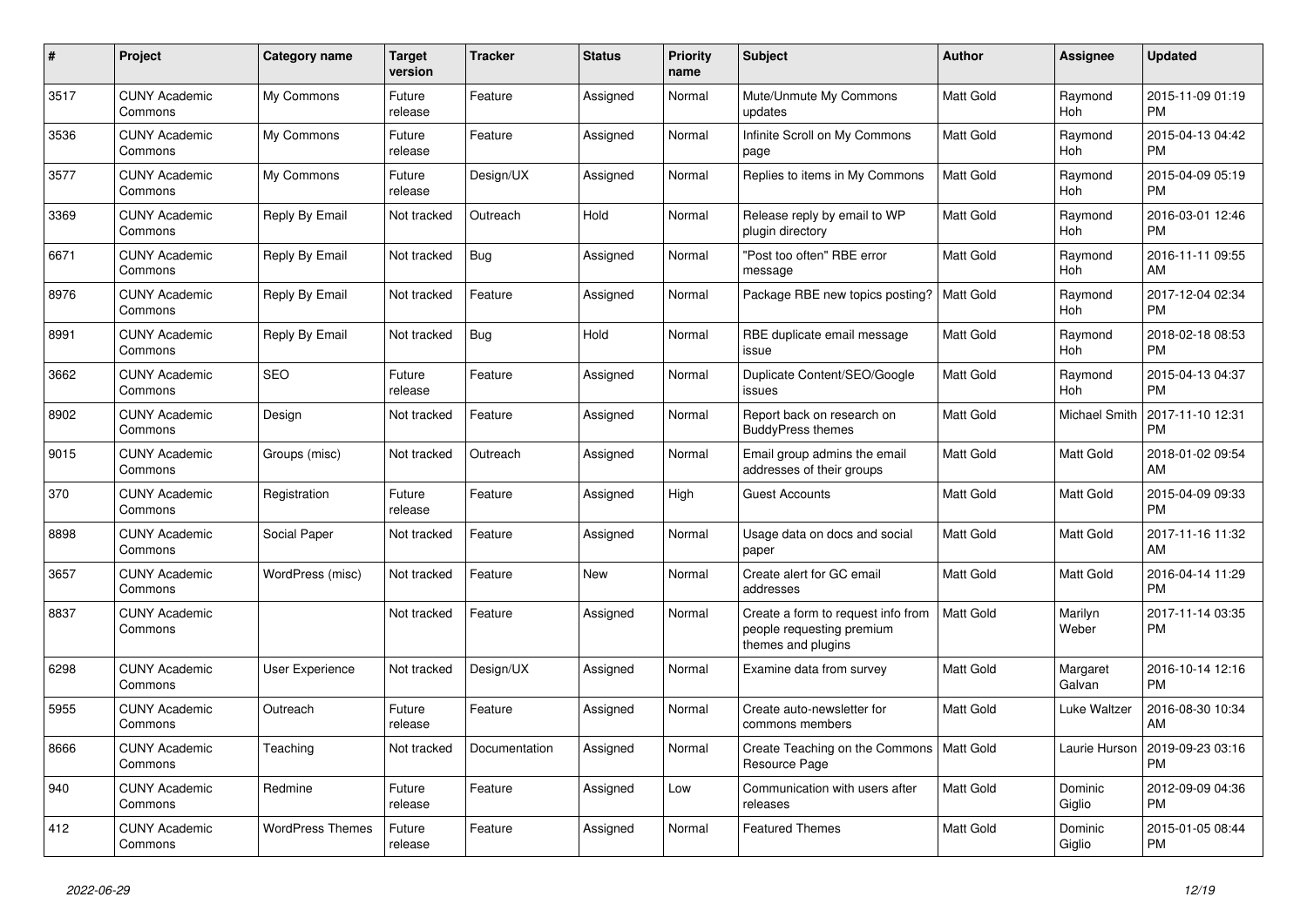| # | Project | Category name | Target version | Tracker | Status | Priority name | Subject | Author | Assignee | Updated |
|---|---|---|---|---|---|---|---|---|---|---|
| 3517 | CUNY Academic Commons | My Commons | Future release | Feature | Assigned | Normal | Mute/Unmute My Commons updates | Matt Gold | Raymond Hoh | 2015-11-09 01:19 PM |
| 3536 | CUNY Academic Commons | My Commons | Future release | Feature | Assigned | Normal | Infinite Scroll on My Commons page | Matt Gold | Raymond Hoh | 2015-04-13 04:42 PM |
| 3577 | CUNY Academic Commons | My Commons | Future release | Design/UX | Assigned | Normal | Replies to items in My Commons | Matt Gold | Raymond Hoh | 2015-04-09 05:19 PM |
| 3369 | CUNY Academic Commons | Reply By Email | Not tracked | Outreach | Hold | Normal | Release reply by email to WP plugin directory | Matt Gold | Raymond Hoh | 2016-03-01 12:46 PM |
| 6671 | CUNY Academic Commons | Reply By Email | Not tracked | Bug | Assigned | Normal | "Post too often" RBE error message | Matt Gold | Raymond Hoh | 2016-11-11 09:55 AM |
| 8976 | CUNY Academic Commons | Reply By Email | Not tracked | Feature | Assigned | Normal | Package RBE new topics posting? | Matt Gold | Raymond Hoh | 2017-12-04 02:34 PM |
| 8991 | CUNY Academic Commons | Reply By Email | Not tracked | Bug | Hold | Normal | RBE duplicate email message issue | Matt Gold | Raymond Hoh | 2018-02-18 08:53 PM |
| 3662 | CUNY Academic Commons | SEO | Future release | Feature | Assigned | Normal | Duplicate Content/SEO/Google issues | Matt Gold | Raymond Hoh | 2015-04-13 04:37 PM |
| 8902 | CUNY Academic Commons | Design | Not tracked | Feature | Assigned | Normal | Report back on research on BuddyPress themes | Matt Gold | Michael Smith | 2017-11-10 12:31 PM |
| 9015 | CUNY Academic Commons | Groups (misc) | Not tracked | Outreach | Assigned | Normal | Email group admins the email addresses of their groups | Matt Gold | Matt Gold | 2018-01-02 09:54 AM |
| 370 | CUNY Academic Commons | Registration | Future release | Feature | Assigned | High | Guest Accounts | Matt Gold | Matt Gold | 2015-04-09 09:33 PM |
| 8898 | CUNY Academic Commons | Social Paper | Not tracked | Feature | Assigned | Normal | Usage data on docs and social paper | Matt Gold | Matt Gold | 2017-11-16 11:32 AM |
| 3657 | CUNY Academic Commons | WordPress (misc) | Not tracked | Feature | New | Normal | Create alert for GC email addresses | Matt Gold | Matt Gold | 2016-04-14 11:29 PM |
| 8837 | CUNY Academic Commons | | Not tracked | Feature | Assigned | Normal | Create a form to request info from people requesting premium themes and plugins | Matt Gold | Marilyn Weber | 2017-11-14 03:35 PM |
| 6298 | CUNY Academic Commons | User Experience | Not tracked | Design/UX | Assigned | Normal | Examine data from survey | Matt Gold | Margaret Galvan | 2016-10-14 12:16 PM |
| 5955 | CUNY Academic Commons | Outreach | Future release | Feature | Assigned | Normal | Create auto-newsletter for commons members | Matt Gold | Luke Waltzer | 2016-08-30 10:34 AM |
| 8666 | CUNY Academic Commons | Teaching | Not tracked | Documentation | Assigned | Normal | Create Teaching on the Commons Resource Page | Matt Gold | Laurie Hurson | 2019-09-23 03:16 PM |
| 940 | CUNY Academic Commons | Redmine | Future release | Feature | Assigned | Low | Communication with users after releases | Matt Gold | Dominic Giglio | 2012-09-09 04:36 PM |
| 412 | CUNY Academic Commons | WordPress Themes | Future release | Feature | Assigned | Normal | Featured Themes | Matt Gold | Dominic Giglio | 2015-01-05 08:44 PM |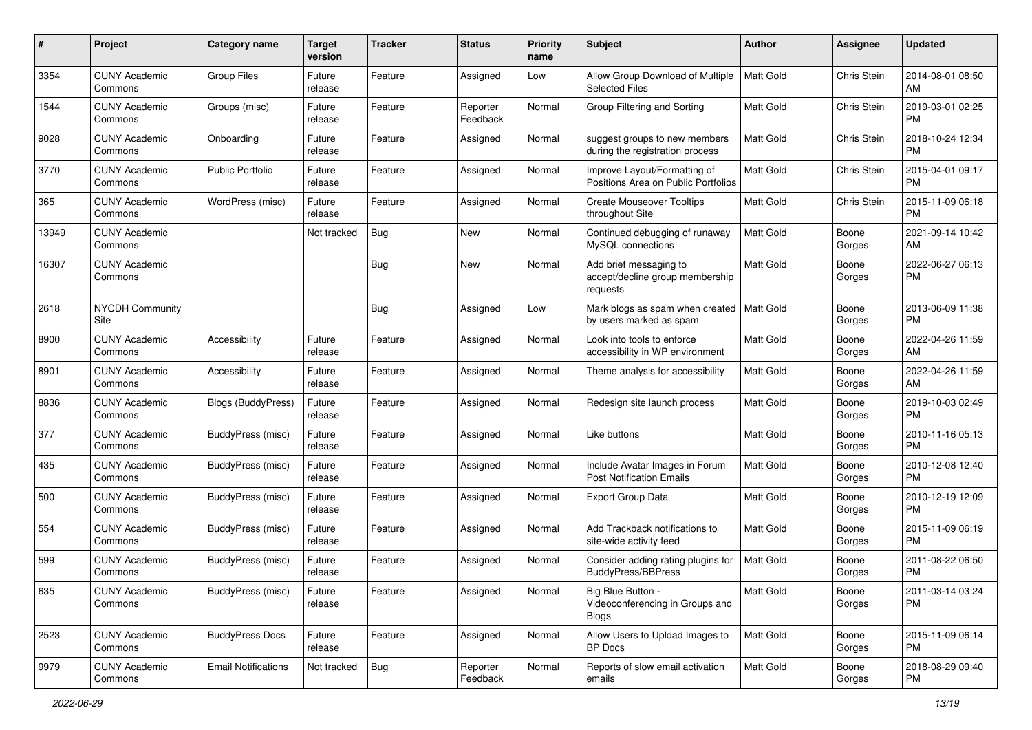| # | Project | Category name | Target version | Tracker | Status | Priority name | Subject | Author | Assignee | Updated |
|---|---|---|---|---|---|---|---|---|---|---|
| 3354 | CUNY Academic Commons | Group Files | Future release | Feature | Assigned | Low | Allow Group Download of Multiple Selected Files | Matt Gold | Chris Stein | 2014-08-01 08:50 AM |
| 1544 | CUNY Academic Commons | Groups (misc) | Future release | Feature | Reporter Feedback | Normal | Group Filtering and Sorting | Matt Gold | Chris Stein | 2019-03-01 02:25 PM |
| 9028 | CUNY Academic Commons | Onboarding | Future release | Feature | Assigned | Normal | suggest groups to new members during the registration process | Matt Gold | Chris Stein | 2018-10-24 12:34 PM |
| 3770 | CUNY Academic Commons | Public Portfolio | Future release | Feature | Assigned | Normal | Improve Layout/Formatting of Positions Area on Public Portfolios | Matt Gold | Chris Stein | 2015-04-01 09:17 PM |
| 365 | CUNY Academic Commons | WordPress (misc) | Future release | Feature | Assigned | Normal | Create Mouseover Tooltips throughout Site | Matt Gold | Chris Stein | 2015-11-09 06:18 PM |
| 13949 | CUNY Academic Commons | | Not tracked | Bug | New | Normal | Continued debugging of runaway MySQL connections | Matt Gold | Boone Gorges | 2021-09-14 10:42 AM |
| 16307 | CUNY Academic Commons | | | Bug | New | Normal | Add brief messaging to accept/decline group membership requests | Matt Gold | Boone Gorges | 2022-06-27 06:13 PM |
| 2618 | NYCDH Community Site | | | Bug | Assigned | Low | Mark blogs as spam when created by users marked as spam | Matt Gold | Boone Gorges | 2013-06-09 11:38 PM |
| 8900 | CUNY Academic Commons | Accessibility | Future release | Feature | Assigned | Normal | Look into tools to enforce accessibility in WP environment | Matt Gold | Boone Gorges | 2022-04-26 11:59 AM |
| 8901 | CUNY Academic Commons | Accessibility | Future release | Feature | Assigned | Normal | Theme analysis for accessibility | Matt Gold | Boone Gorges | 2022-04-26 11:59 AM |
| 8836 | CUNY Academic Commons | Blogs (BuddyPress) | Future release | Feature | Assigned | Normal | Redesign site launch process | Matt Gold | Boone Gorges | 2019-10-03 02:49 PM |
| 377 | CUNY Academic Commons | BuddyPress (misc) | Future release | Feature | Assigned | Normal | Like buttons | Matt Gold | Boone Gorges | 2010-11-16 05:13 PM |
| 435 | CUNY Academic Commons | BuddyPress (misc) | Future release | Feature | Assigned | Normal | Include Avatar Images in Forum Post Notification Emails | Matt Gold | Boone Gorges | 2010-12-08 12:40 PM |
| 500 | CUNY Academic Commons | BuddyPress (misc) | Future release | Feature | Assigned | Normal | Export Group Data | Matt Gold | Boone Gorges | 2010-12-19 12:09 PM |
| 554 | CUNY Academic Commons | BuddyPress (misc) | Future release | Feature | Assigned | Normal | Add Trackback notifications to site-wide activity feed | Matt Gold | Boone Gorges | 2015-11-09 06:19 PM |
| 599 | CUNY Academic Commons | BuddyPress (misc) | Future release | Feature | Assigned | Normal | Consider adding rating plugins for BuddyPress/BBPress | Matt Gold | Boone Gorges | 2011-08-22 06:50 PM |
| 635 | CUNY Academic Commons | BuddyPress (misc) | Future release | Feature | Assigned | Normal | Big Blue Button - Videoconferencing in Groups and Blogs | Matt Gold | Boone Gorges | 2011-03-14 03:24 PM |
| 2523 | CUNY Academic Commons | BuddyPress Docs | Future release | Feature | Assigned | Normal | Allow Users to Upload Images to BP Docs | Matt Gold | Boone Gorges | 2015-11-09 06:14 PM |
| 9979 | CUNY Academic Commons | Email Notifications | Not tracked | Bug | Reporter Feedback | Normal | Reports of slow email activation emails | Matt Gold | Boone Gorges | 2018-08-29 09:40 PM |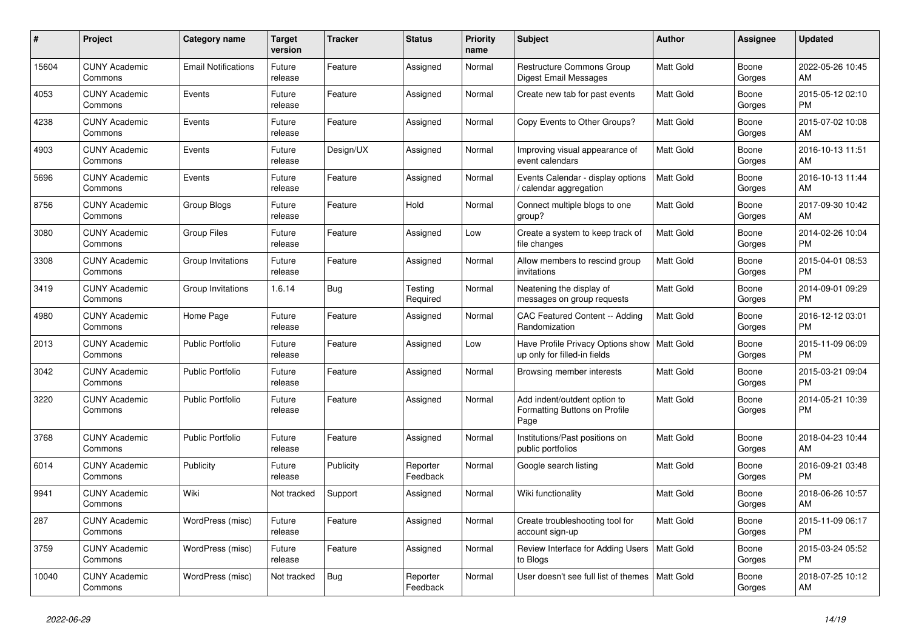| # | Project | Category name | Target version | Tracker | Status | Priority name | Subject | Author | Assignee | Updated |
|---|---|---|---|---|---|---|---|---|---|---|
| 15604 | CUNY Academic Commons | Email Notifications | Future release | Feature | Assigned | Normal | Restructure Commons Group Digest Email Messages | Matt Gold | Boone Gorges | 2022-05-26 10:45 AM |
| 4053 | CUNY Academic Commons | Events | Future release | Feature | Assigned | Normal | Create new tab for past events | Matt Gold | Boone Gorges | 2015-05-12 02:10 PM |
| 4238 | CUNY Academic Commons | Events | Future release | Feature | Assigned | Normal | Copy Events to Other Groups? | Matt Gold | Boone Gorges | 2015-07-02 10:08 AM |
| 4903 | CUNY Academic Commons | Events | Future release | Design/UX | Assigned | Normal | Improving visual appearance of event calendars | Matt Gold | Boone Gorges | 2016-10-13 11:51 AM |
| 5696 | CUNY Academic Commons | Events | Future release | Feature | Assigned | Normal | Events Calendar - display options / calendar aggregation | Matt Gold | Boone Gorges | 2016-10-13 11:44 AM |
| 8756 | CUNY Academic Commons | Group Blogs | Future release | Feature | Hold | Normal | Connect multiple blogs to one group? | Matt Gold | Boone Gorges | 2017-09-30 10:42 AM |
| 3080 | CUNY Academic Commons | Group Files | Future release | Feature | Assigned | Low | Create a system to keep track of file changes | Matt Gold | Boone Gorges | 2014-02-26 10:04 PM |
| 3308 | CUNY Academic Commons | Group Invitations | Future release | Feature | Assigned | Normal | Allow members to rescind group invitations | Matt Gold | Boone Gorges | 2015-04-01 08:53 PM |
| 3419 | CUNY Academic Commons | Group Invitations | 1.6.14 | Bug | Testing Required | Normal | Neatening the display of messages on group requests | Matt Gold | Boone Gorges | 2014-09-01 09:29 PM |
| 4980 | CUNY Academic Commons | Home Page | Future release | Feature | Assigned | Normal | CAC Featured Content -- Adding Randomization | Matt Gold | Boone Gorges | 2016-12-12 03:01 PM |
| 2013 | CUNY Academic Commons | Public Portfolio | Future release | Feature | Assigned | Low | Have Profile Privacy Options show up only for filled-in fields | Matt Gold | Boone Gorges | 2015-11-09 06:09 PM |
| 3042 | CUNY Academic Commons | Public Portfolio | Future release | Feature | Assigned | Normal | Browsing member interests | Matt Gold | Boone Gorges | 2015-03-21 09:04 PM |
| 3220 | CUNY Academic Commons | Public Portfolio | Future release | Feature | Assigned | Normal | Add indent/outdent option to Formatting Buttons on Profile Page | Matt Gold | Boone Gorges | 2014-05-21 10:39 PM |
| 3768 | CUNY Academic Commons | Public Portfolio | Future release | Feature | Assigned | Normal | Institutions/Past positions on public portfolios | Matt Gold | Boone Gorges | 2018-04-23 10:44 AM |
| 6014 | CUNY Academic Commons | Publicity | Future release | Publicity | Reporter Feedback | Normal | Google search listing | Matt Gold | Boone Gorges | 2016-09-21 03:48 PM |
| 9941 | CUNY Academic Commons | Wiki | Not tracked | Support | Assigned | Normal | Wiki functionality | Matt Gold | Boone Gorges | 2018-06-26 10:57 AM |
| 287 | CUNY Academic Commons | WordPress (misc) | Future release | Feature | Assigned | Normal | Create troubleshooting tool for account sign-up | Matt Gold | Boone Gorges | 2015-11-09 06:17 PM |
| 3759 | CUNY Academic Commons | WordPress (misc) | Future release | Feature | Assigned | Normal | Review Interface for Adding Users to Blogs | Matt Gold | Boone Gorges | 2015-03-24 05:52 PM |
| 10040 | CUNY Academic Commons | WordPress (misc) | Not tracked | Bug | Reporter Feedback | Normal | User doesn't see full list of themes | Matt Gold | Boone Gorges | 2018-07-25 10:12 AM |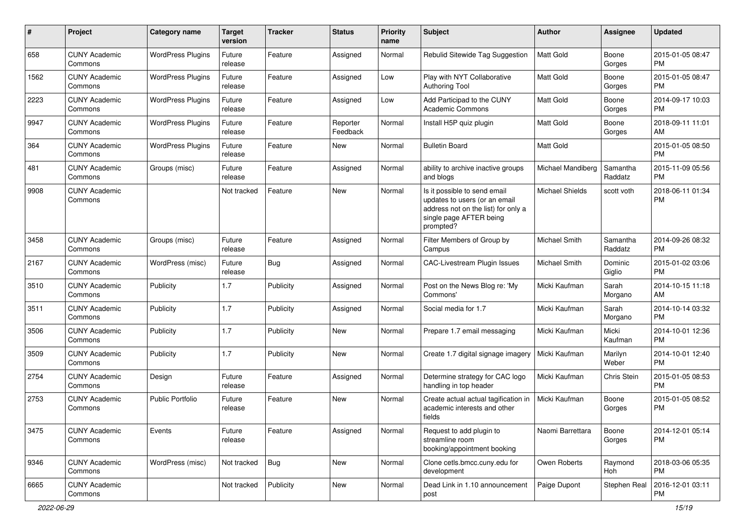| # | Project | Category name | Target version | Tracker | Status | Priority name | Subject | Author | Assignee | Updated |
|---|---|---|---|---|---|---|---|---|---|---|
| 658 | CUNY Academic Commons | WordPress Plugins | Future release | Feature | Assigned | Normal | Rebulid Sitewide Tag Suggestion | Matt Gold | Boone Gorges | 2015-01-05 08:47 PM |
| 1562 | CUNY Academic Commons | WordPress Plugins | Future release | Feature | Assigned | Low | Play with NYT Collaborative Authoring Tool | Matt Gold | Boone Gorges | 2015-01-05 08:47 PM |
| 2223 | CUNY Academic Commons | WordPress Plugins | Future release | Feature | Assigned | Low | Add Participad to the CUNY Academic Commons | Matt Gold | Boone Gorges | 2014-09-17 10:03 PM |
| 9947 | CUNY Academic Commons | WordPress Plugins | Future release | Feature | Reporter Feedback | Normal | Install H5P quiz plugin | Matt Gold | Boone Gorges | 2018-09-11 11:01 AM |
| 364 | CUNY Academic Commons | WordPress Plugins | Future release | Feature | New | Normal | Bulletin Board | Matt Gold | | 2015-01-05 08:50 PM |
| 481 | CUNY Academic Commons | Groups (misc) | Future release | Feature | Assigned | Normal | ability to archive inactive groups and blogs | Michael Mandiberg | Samantha Raddatz | 2015-11-09 05:56 PM |
| 9908 | CUNY Academic Commons | | Not tracked | Feature | New | Normal | Is it possible to send email updates to users (or an email address not on the list) for only a single page AFTER being prompted? | Michael Shields | scott voth | 2018-06-11 01:34 PM |
| 3458 | CUNY Academic Commons | Groups (misc) | Future release | Feature | Assigned | Normal | Filter Members of Group by Campus | Michael Smith | Samantha Raddatz | 2014-09-26 08:32 PM |
| 2167 | CUNY Academic Commons | WordPress (misc) | Future release | Bug | Assigned | Normal | CAC-Livestream Plugin Issues | Michael Smith | Dominic Giglio | 2015-01-02 03:06 PM |
| 3510 | CUNY Academic Commons | Publicity | 1.7 | Publicity | Assigned | Normal | Post on the News Blog re: 'My Commons' | Micki Kaufman | Sarah Morgano | 2014-10-15 11:18 AM |
| 3511 | CUNY Academic Commons | Publicity | 1.7 | Publicity | Assigned | Normal | Social media for 1.7 | Micki Kaufman | Sarah Morgano | 2014-10-14 03:32 PM |
| 3506 | CUNY Academic Commons | Publicity | 1.7 | Publicity | New | Normal | Prepare 1.7 email messaging | Micki Kaufman | Micki Kaufman | 2014-10-01 12:36 PM |
| 3509 | CUNY Academic Commons | Publicity | 1.7 | Publicity | New | Normal | Create 1.7 digital signage imagery | Micki Kaufman | Marilyn Weber | 2014-10-01 12:40 PM |
| 2754 | CUNY Academic Commons | Design | Future release | Feature | Assigned | Normal | Determine strategy for CAC logo handling in top header | Micki Kaufman | Chris Stein | 2015-01-05 08:53 PM |
| 2753 | CUNY Academic Commons | Public Portfolio | Future release | Feature | New | Normal | Create actual actual tagification in academic interests and other fields | Micki Kaufman | Boone Gorges | 2015-01-05 08:52 PM |
| 3475 | CUNY Academic Commons | Events | Future release | Feature | Assigned | Normal | Request to add plugin to streamline room booking/appointment booking | Naomi Barrettara | Boone Gorges | 2014-12-01 05:14 PM |
| 9346 | CUNY Academic Commons | WordPress (misc) | Not tracked | Bug | New | Normal | Clone cetls.bmcc.cuny.edu for development | Owen Roberts | Raymond Hoh | 2018-03-06 05:35 PM |
| 6665 | CUNY Academic Commons | | Not tracked | Publicity | New | Normal | Dead Link in 1.10 announcement post | Paige Dupont | Stephen Real | 2016-12-01 03:11 PM |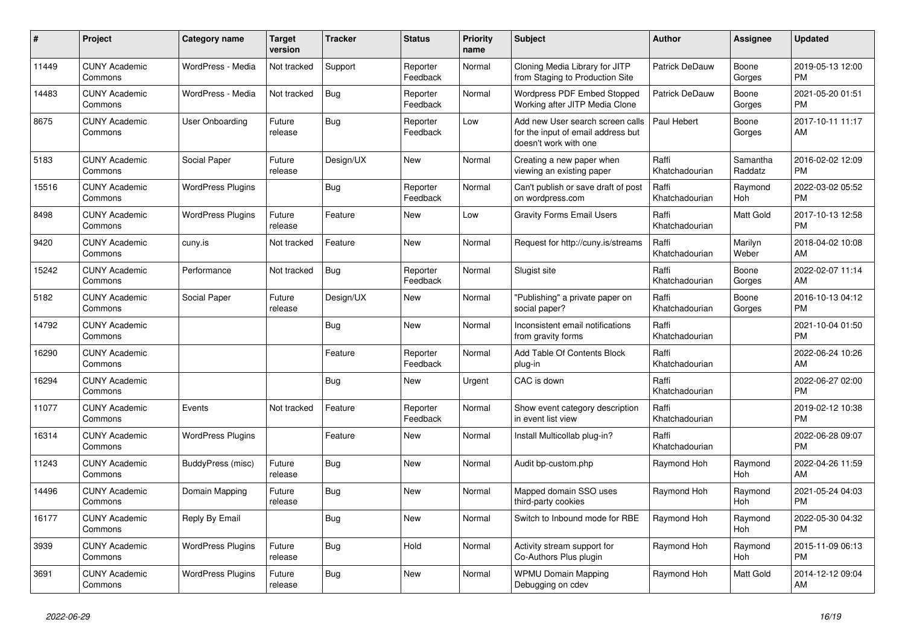| # | Project | Category name | Target version | Tracker | Status | Priority name | Subject | Author | Assignee | Updated |
|---|---|---|---|---|---|---|---|---|---|---|
| 11449 | CUNY Academic Commons | WordPress - Media | Not tracked | Support | Reporter Feedback | Normal | Cloning Media Library for JITP from Staging to Production Site | Patrick DeDauw | Boone Gorges | 2019-05-13 12:00 PM |
| 14483 | CUNY Academic Commons | WordPress - Media | Not tracked | Bug | Reporter Feedback | Normal | Wordpress PDF Embed Stopped Working after JITP Media Clone | Patrick DeDauw | Boone Gorges | 2021-05-20 01:51 PM |
| 8675 | CUNY Academic Commons | User Onboarding | Future release | Bug | Reporter Feedback | Low | Add new User search screen calls for the input of email address but doesn't work with one | Paul Hebert | Boone Gorges | 2017-10-11 11:17 AM |
| 5183 | CUNY Academic Commons | Social Paper | Future release | Design/UX | New | Normal | Creating a new paper when viewing an existing paper | Raffi Khatchadourian | Samantha Raddatz | 2016-02-02 12:09 PM |
| 15516 | CUNY Academic Commons | WordPress Plugins | | Bug | Reporter Feedback | Normal | Can't publish or save draft of post on wordpress.com | Raffi Khatchadourian | Raymond Hoh | 2022-03-02 05:52 PM |
| 8498 | CUNY Academic Commons | WordPress Plugins | Future release | Feature | New | Low | Gravity Forms Email Users | Raffi Khatchadourian | Matt Gold | 2017-10-13 12:58 PM |
| 9420 | CUNY Academic Commons | cuny.is | Not tracked | Feature | New | Normal | Request for http://cuny.is/streams | Raffi Khatchadourian | Marilyn Weber | 2018-04-02 10:08 AM |
| 15242 | CUNY Academic Commons | Performance | Not tracked | Bug | Reporter Feedback | Normal | Slugist site | Raffi Khatchadourian | Boone Gorges | 2022-02-07 11:14 AM |
| 5182 | CUNY Academic Commons | Social Paper | Future release | Design/UX | New | Normal | "Publishing" a private paper on social paper? | Raffi Khatchadourian | Boone Gorges | 2016-10-13 04:12 PM |
| 14792 | CUNY Academic Commons | | | Bug | New | Normal | Inconsistent email notifications from gravity forms | Raffi Khatchadourian | | 2021-10-04 01:50 PM |
| 16290 | CUNY Academic Commons | | | Feature | Reporter Feedback | Normal | Add Table Of Contents Block plug-in | Raffi Khatchadourian | | 2022-06-24 10:26 AM |
| 16294 | CUNY Academic Commons | | | Bug | New | Urgent | CAC is down | Raffi Khatchadourian | | 2022-06-27 02:00 PM |
| 11077 | CUNY Academic Commons | Events | Not tracked | Feature | Reporter Feedback | Normal | Show event category description in event list view | Raffi Khatchadourian | | 2019-02-12 10:38 PM |
| 16314 | CUNY Academic Commons | WordPress Plugins | | Feature | New | Normal | Install Multicollab plug-in? | Raffi Khatchadourian | | 2022-06-28 09:07 PM |
| 11243 | CUNY Academic Commons | BuddyPress (misc) | Future release | Bug | New | Normal | Audit bp-custom.php | Raymond Hoh | Raymond Hoh | 2022-04-26 11:59 AM |
| 14496 | CUNY Academic Commons | Domain Mapping | Future release | Bug | New | Normal | Mapped domain SSO uses third-party cookies | Raymond Hoh | Raymond Hoh | 2021-05-24 04:03 PM |
| 16177 | CUNY Academic Commons | Reply By Email | | Bug | New | Normal | Switch to Inbound mode for RBE | Raymond Hoh | Raymond Hoh | 2022-05-30 04:32 PM |
| 3939 | CUNY Academic Commons | WordPress Plugins | Future release | Bug | Hold | Normal | Activity stream support for Co-Authors Plus plugin | Raymond Hoh | Raymond Hoh | 2015-11-09 06:13 PM |
| 3691 | CUNY Academic Commons | WordPress Plugins | Future release | Bug | New | Normal | WPMU Domain Mapping Debugging on cdev | Raymond Hoh | Matt Gold | 2014-12-12 09:04 AM |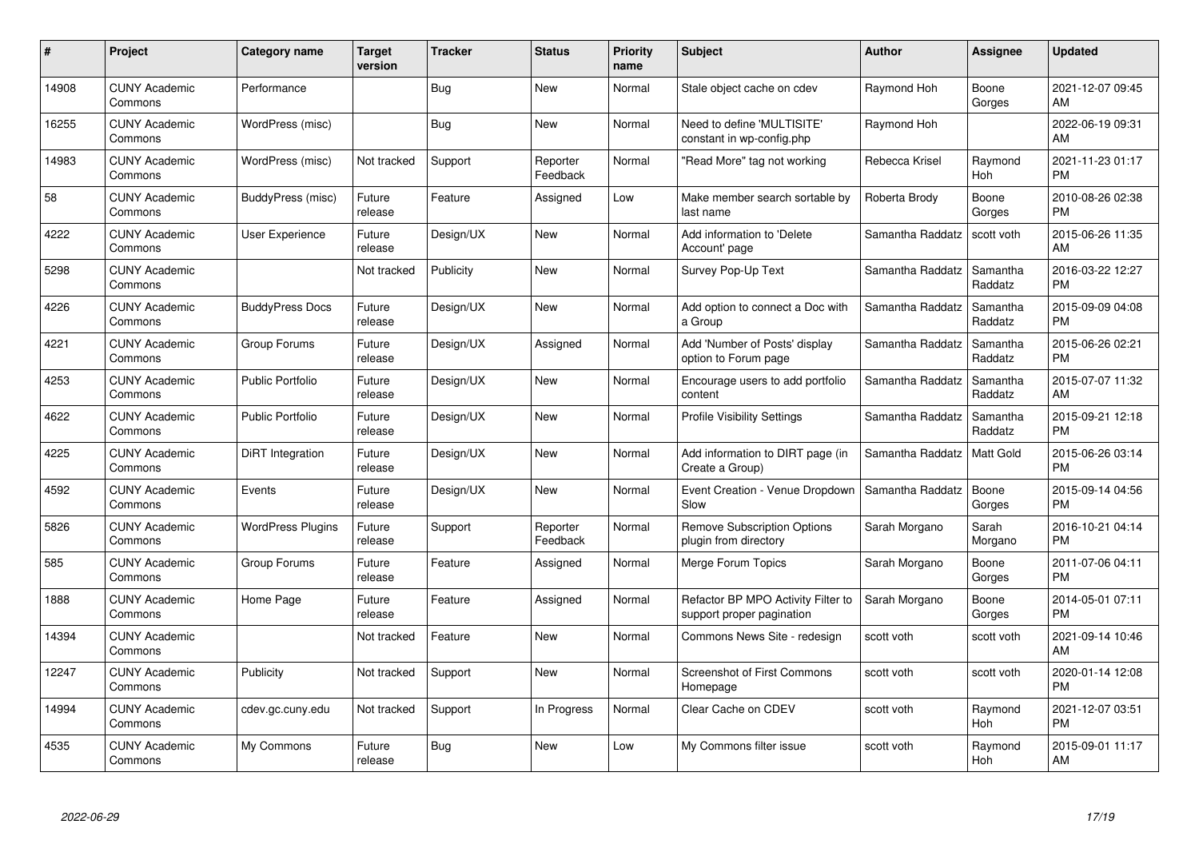| # | Project | Category name | Target version | Tracker | Status | Priority name | Subject | Author | Assignee | Updated |
|---|---|---|---|---|---|---|---|---|---|---|
| 14908 | CUNY Academic Commons | Performance | | Bug | New | Normal | Stale object cache on cdev | Raymond Hoh | Boone Gorges | 2021-12-07 09:45 AM |
| 16255 | CUNY Academic Commons | WordPress (misc) | | Bug | New | Normal | Need to define 'MULTISITE' constant in wp-config.php | Raymond Hoh | | 2022-06-19 09:31 AM |
| 14983 | CUNY Academic Commons | WordPress (misc) | Not tracked | Support | Reporter Feedback | Normal | "Read More" tag not working | Rebecca Krisel | Raymond Hoh | 2021-11-23 01:17 PM |
| 58 | CUNY Academic Commons | BuddyPress (misc) | Future release | Feature | Assigned | Low | Make member search sortable by last name | Roberta Brody | Boone Gorges | 2010-08-26 02:38 PM |
| 4222 | CUNY Academic Commons | User Experience | Future release | Design/UX | New | Normal | Add information to 'Delete Account' page | Samantha Raddatz | scott voth | 2015-06-26 11:35 AM |
| 5298 | CUNY Academic Commons | | Not tracked | Publicity | New | Normal | Survey Pop-Up Text | Samantha Raddatz | Samantha Raddatz | 2016-03-22 12:27 PM |
| 4226 | CUNY Academic Commons | BuddyPress Docs | Future release | Design/UX | New | Normal | Add option to connect a Doc with a Group | Samantha Raddatz | Samantha Raddatz | 2015-09-09 04:08 PM |
| 4221 | CUNY Academic Commons | Group Forums | Future release | Design/UX | Assigned | Normal | Add 'Number of Posts' display option to Forum page | Samantha Raddatz | Samantha Raddatz | 2015-06-26 02:21 PM |
| 4253 | CUNY Academic Commons | Public Portfolio | Future release | Design/UX | New | Normal | Encourage users to add portfolio content | Samantha Raddatz | Samantha Raddatz | 2015-07-07 11:32 AM |
| 4622 | CUNY Academic Commons | Public Portfolio | Future release | Design/UX | New | Normal | Profile Visibility Settings | Samantha Raddatz | Samantha Raddatz | 2015-09-21 12:18 PM |
| 4225 | CUNY Academic Commons | DiRT Integration | Future release | Design/UX | New | Normal | Add information to DIRT page (in Create a Group) | Samantha Raddatz | Matt Gold | 2015-06-26 03:14 PM |
| 4592 | CUNY Academic Commons | Events | Future release | Design/UX | New | Normal | Event Creation - Venue Dropdown Slow | Samantha Raddatz | Boone Gorges | 2015-09-14 04:56 PM |
| 5826 | CUNY Academic Commons | WordPress Plugins | Future release | Support | Reporter Feedback | Normal | Remove Subscription Options plugin from directory | Sarah Morgano | Sarah Morgano | 2016-10-21 04:14 PM |
| 585 | CUNY Academic Commons | Group Forums | Future release | Feature | Assigned | Normal | Merge Forum Topics | Sarah Morgano | Boone Gorges | 2011-07-06 04:11 PM |
| 1888 | CUNY Academic Commons | Home Page | Future release | Feature | Assigned | Normal | Refactor BP MPO Activity Filter to support proper pagination | Sarah Morgano | Boone Gorges | 2014-05-01 07:11 PM |
| 14394 | CUNY Academic Commons | | Not tracked | Feature | New | Normal | Commons News Site - redesign | scott voth | scott voth | 2021-09-14 10:46 AM |
| 12247 | CUNY Academic Commons | Publicity | Not tracked | Support | New | Normal | Screenshot of First Commons Homepage | scott voth | scott voth | 2020-01-14 12:08 PM |
| 14994 | CUNY Academic Commons | cdev.gc.cuny.edu | Not tracked | Support | In Progress | Normal | Clear Cache on CDEV | scott voth | Raymond Hoh | 2021-12-07 03:51 PM |
| 4535 | CUNY Academic Commons | My Commons | Future release | Bug | New | Low | My Commons filter issue | scott voth | Raymond Hoh | 2015-09-01 11:17 AM |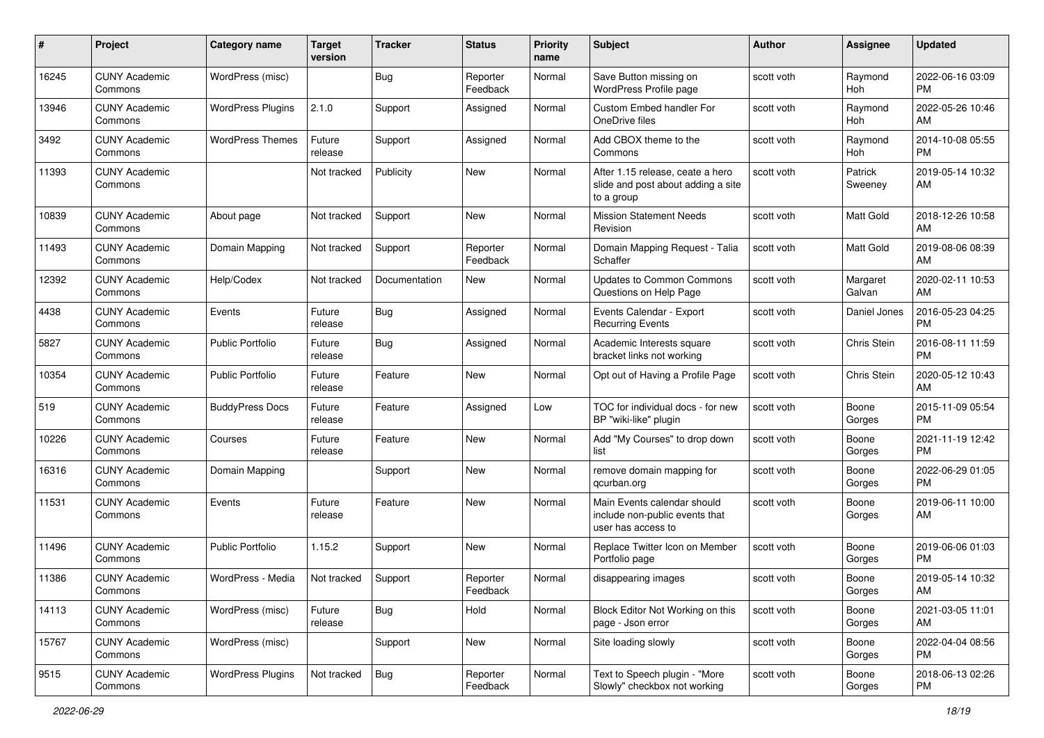| # | Project | Category name | Target version | Tracker | Status | Priority name | Subject | Author | Assignee | Updated |
|---|---|---|---|---|---|---|---|---|---|---|
| 16245 | CUNY Academic Commons | WordPress (misc) | | Bug | Reporter Feedback | Normal | Save Button missing on WordPress Profile page | scott voth | Raymond Hoh | 2022-06-16 03:09 PM |
| 13946 | CUNY Academic Commons | WordPress Plugins | 2.1.0 | Support | Assigned | Normal | Custom Embed handler For OneDrive files | scott voth | Raymond Hoh | 2022-05-26 10:46 AM |
| 3492 | CUNY Academic Commons | WordPress Themes | Future release | Support | Assigned | Normal | Add CBOX theme to the Commons | scott voth | Raymond Hoh | 2014-10-08 05:55 PM |
| 11393 | CUNY Academic Commons | | Not tracked | Publicity | New | Normal | After 1.15 release, ceate a hero slide and post about adding a site to a group | scott voth | Patrick Sweeney | 2019-05-14 10:32 AM |
| 10839 | CUNY Academic Commons | About page | Not tracked | Support | New | Normal | Mission Statement Needs Revision | scott voth | Matt Gold | 2018-12-26 10:58 AM |
| 11493 | CUNY Academic Commons | Domain Mapping | Not tracked | Support | Reporter Feedback | Normal | Domain Mapping Request - Talia Schaffer | scott voth | Matt Gold | 2019-08-06 08:39 AM |
| 12392 | CUNY Academic Commons | Help/Codex | Not tracked | Documentation | New | Normal | Updates to Common Commons Questions on Help Page | scott voth | Margaret Galvan | 2020-02-11 10:53 AM |
| 4438 | CUNY Academic Commons | Events | Future release | Bug | Assigned | Normal | Events Calendar - Export Recurring Events | scott voth | Daniel Jones | 2016-05-23 04:25 PM |
| 5827 | CUNY Academic Commons | Public Portfolio | Future release | Bug | Assigned | Normal | Academic Interests square bracket links not working | scott voth | Chris Stein | 2016-08-11 11:59 PM |
| 10354 | CUNY Academic Commons | Public Portfolio | Future release | Feature | New | Normal | Opt out of Having a Profile Page | scott voth | Chris Stein | 2020-05-12 10:43 AM |
| 519 | CUNY Academic Commons | BuddyPress Docs | Future release | Feature | Assigned | Low | TOC for individual docs - for new BP "wiki-like" plugin | scott voth | Boone Gorges | 2015-11-09 05:54 PM |
| 10226 | CUNY Academic Commons | Courses | Future release | Feature | New | Normal | Add "My Courses" to drop down list | scott voth | Boone Gorges | 2021-11-19 12:42 PM |
| 16316 | CUNY Academic Commons | Domain Mapping | | Support | New | Normal | remove domain mapping for qcurban.org | scott voth | Boone Gorges | 2022-06-29 01:05 PM |
| 11531 | CUNY Academic Commons | Events | Future release | Feature | New | Normal | Main Events calendar should include non-public events that user has access to | scott voth | Boone Gorges | 2019-06-11 10:00 AM |
| 11496 | CUNY Academic Commons | Public Portfolio | 1.15.2 | Support | New | Normal | Replace Twitter Icon on Member Portfolio page | scott voth | Boone Gorges | 2019-06-06 01:03 PM |
| 11386 | CUNY Academic Commons | WordPress - Media | Not tracked | Support | Reporter Feedback | Normal | disappearing images | scott voth | Boone Gorges | 2019-05-14 10:32 AM |
| 14113 | CUNY Academic Commons | WordPress (misc) | Future release | Bug | Hold | Normal | Block Editor Not Working on this page - Json error | scott voth | Boone Gorges | 2021-03-05 11:01 AM |
| 15767 | CUNY Academic Commons | WordPress (misc) | | Support | New | Normal | Site loading slowly | scott voth | Boone Gorges | 2022-04-04 08:56 PM |
| 9515 | CUNY Academic Commons | WordPress Plugins | Not tracked | Bug | Reporter Feedback | Normal | Text to Speech plugin - "More Slowly" checkbox not working | scott voth | Boone Gorges | 2018-06-13 02:26 PM |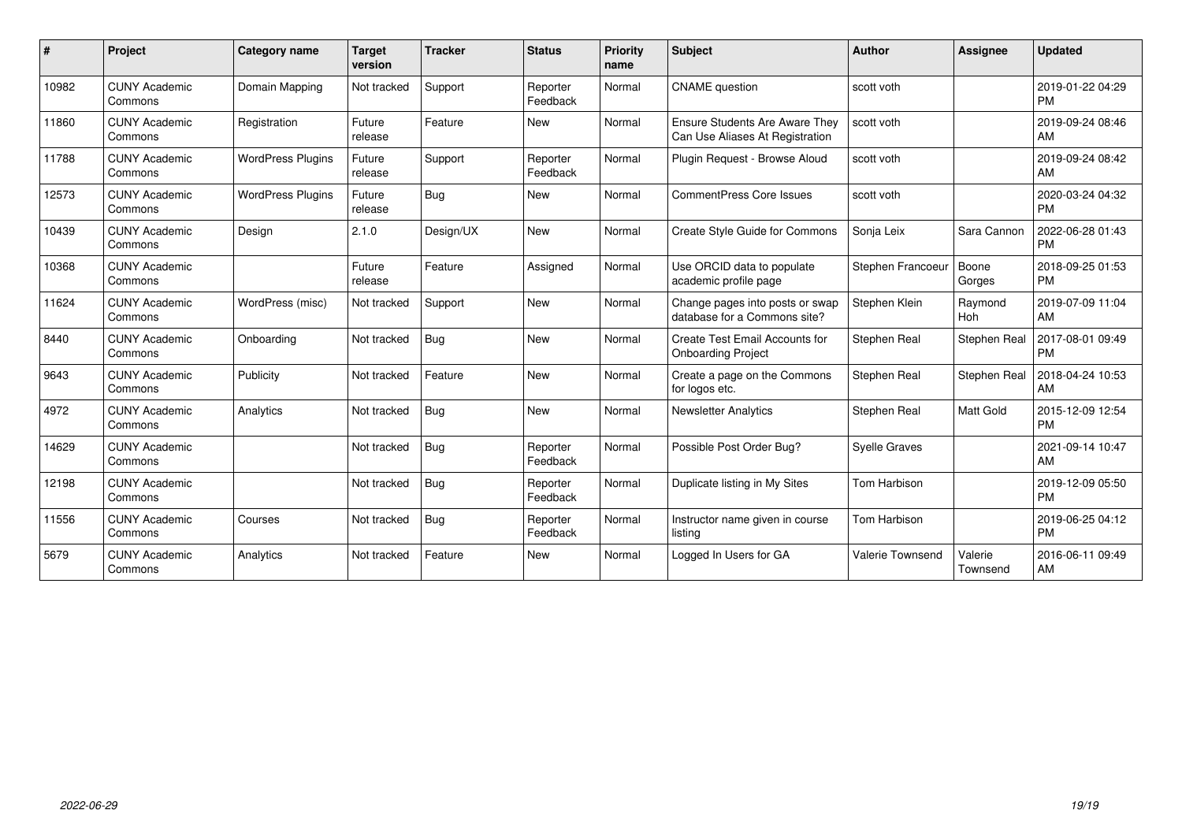| # | Project | Category name | Target version | Tracker | Status | Priority name | Subject | Author | Assignee | Updated |
|---|---|---|---|---|---|---|---|---|---|---|
| 10982 | CUNY Academic Commons | Domain Mapping | Not tracked | Support | Reporter Feedback | Normal | CNAME question | scott voth | | 2019-01-22 04:29 PM |
| 11860 | CUNY Academic Commons | Registration | Future release | Feature | New | Normal | Ensure Students Are Aware They Can Use Aliases At Registration | scott voth | | 2019-09-24 08:46 AM |
| 11788 | CUNY Academic Commons | WordPress Plugins | Future release | Support | Reporter Feedback | Normal | Plugin Request - Browse Aloud | scott voth | | 2019-09-24 08:42 AM |
| 12573 | CUNY Academic Commons | WordPress Plugins | Future release | Bug | New | Normal | CommentPress Core Issues | scott voth | | 2020-03-24 04:32 PM |
| 10439 | CUNY Academic Commons | Design | 2.1.0 | Design/UX | New | Normal | Create Style Guide for Commons | Sonja Leix | Sara Cannon | 2022-06-28 01:43 PM |
| 10368 | CUNY Academic Commons | | Future release | Feature | Assigned | Normal | Use ORCID data to populate academic profile page | Stephen Francoeur | Boone Gorges | 2018-09-25 01:53 PM |
| 11624 | CUNY Academic Commons | WordPress (misc) | Not tracked | Support | New | Normal | Change pages into posts or swap database for a Commons site? | Stephen Klein | Raymond Hoh | 2019-07-09 11:04 AM |
| 8440 | CUNY Academic Commons | Onboarding | Not tracked | Bug | New | Normal | Create Test Email Accounts for Onboarding Project | Stephen Real | Stephen Real | 2017-08-01 09:49 PM |
| 9643 | CUNY Academic Commons | Publicity | Not tracked | Feature | New | Normal | Create a page on the Commons for logos etc. | Stephen Real | Stephen Real | 2018-04-24 10:53 AM |
| 4972 | CUNY Academic Commons | Analytics | Not tracked | Bug | New | Normal | Newsletter Analytics | Stephen Real | Matt Gold | 2015-12-09 12:54 PM |
| 14629 | CUNY Academic Commons | | Not tracked | Bug | Reporter Feedback | Normal | Possible Post Order Bug? | Syelle Graves | | 2021-09-14 10:47 AM |
| 12198 | CUNY Academic Commons | | Not tracked | Bug | Reporter Feedback | Normal | Duplicate listing in My Sites | Tom Harbison | | 2019-12-09 05:50 PM |
| 11556 | CUNY Academic Commons | Courses | Not tracked | Bug | Reporter Feedback | Normal | Instructor name given in course listing | Tom Harbison | | 2019-06-25 04:12 PM |
| 5679 | CUNY Academic Commons | Analytics | Not tracked | Feature | New | Normal | Logged In Users for GA | Valerie Townsend | Valerie Townsend | 2016-06-11 09:49 AM |